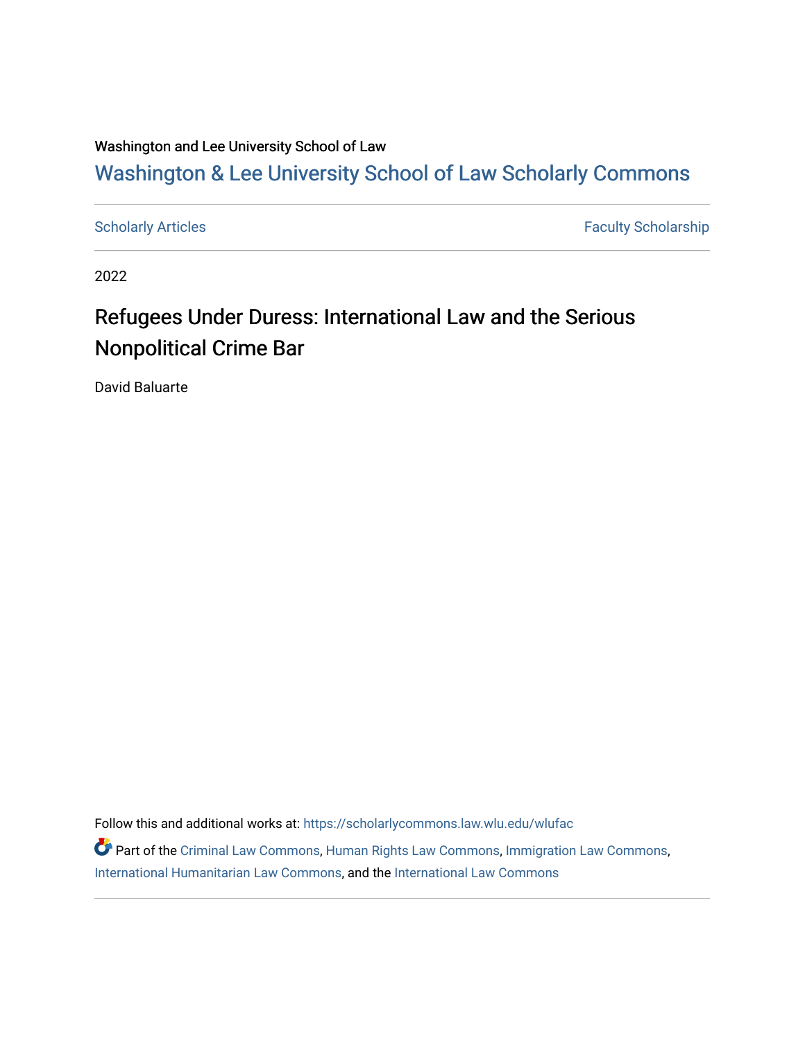Washington and Lee University School of Law

# Washington & Lee University School of Law Scholarly Commons

Scholarly Articles | Faculty Scholarship

2022

## Refugees Under Duress: International Law and the Serious Nonpolitical Crime Bar

David Baluarte

Follow this and additional works at: https://scholarlycommons.law.wlu.edu/wlufac

Part of the Criminal Law Commons, Human Rights Law Commons, Immigration Law Commons, International Humanitarian Law Commons, and the International Law Commons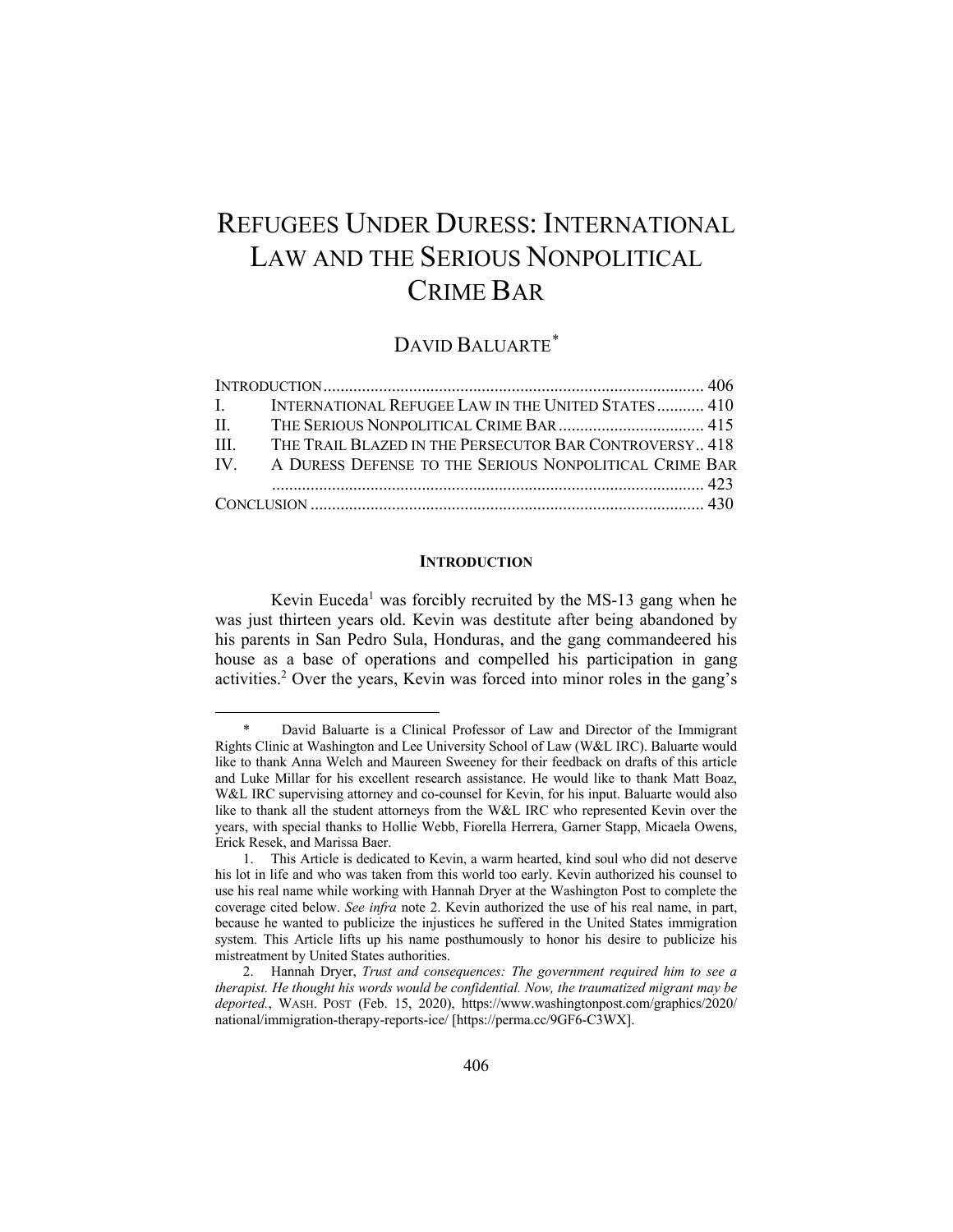# REFUGEES UNDER DURESS: INTERNATIONAL LAW AND THE SERIOUS NONPOLITICAL CRIME BAR

## DAVID BALUARTE*

| | | |
|---|---|---|
| INTRODUCTION | | 406 |
| I. | INTERNATIONAL REFUGEE LAW IN THE UNITED STATES | 410 |
| II. | THE SERIOUS NONPOLITICAL CRIME BAR | 415 |
| III. | THE TRAIL BLAZED IN THE PERSECUTOR BAR CONTROVERSY | 418 |
| IV. | A DURESS DEFENSE TO THE SERIOUS NONPOLITICAL CRIME BAR | 423 |
| CONCLUSION | | 430 |

### INTRODUCTION

Kevin Euceda[1] was forcibly recruited by the MS-13 gang when he was just thirteen years old. Kevin was destitute after being abandoned by his parents in San Pedro Sula, Honduras, and the gang commandeered his house as a base of operations and compelled his participation in gang activities.[2] Over the years, Kevin was forced into minor roles in the gang's

---

\* David Baluarte is a Clinical Professor of Law and Director of the Immigrant Rights Clinic at Washington and Lee University School of Law (W&L IRC). Baluarte would like to thank Anna Welch and Maureen Sweeney for their feedback on drafts of this article and Luke Millar for his excellent research assistance. He would like to thank Matt Boaz, W&L IRC supervising attorney and co-counsel for Kevin, for his input. Baluarte would also like to thank all the student attorneys from the W&L IRC who represented Kevin over the years, with special thanks to Hollie Webb, Fiorella Herrera, Garner Stapp, Micaela Owens, Erick Resek, and Marissa Baer.

1. This Article is dedicated to Kevin, a warm hearted, kind soul who did not deserve his lot in life and who was taken from this world too early. Kevin authorized his counsel to use his real name while working with Hannah Dryer at the Washington Post to complete the coverage cited below. *See infra* note 2. Kevin authorized the use of his real name, in part, because he wanted to publicize the injustices he suffered in the United States immigration system. This Article lifts up his name posthumously to honor his desire to publicize his mistreatment by United States authorities.

2. Hannah Dryer, *Trust and consequences: The government required him to see a therapist. He thought his words would be confidential. Now, the traumatized migrant may be deported.*, WASH. POST (Feb. 15, 2020), https://www.washingtonpost.com/graphics/2020/national/immigration-therapy-reports-ice/ [https://perma.cc/9GF6-C3WX].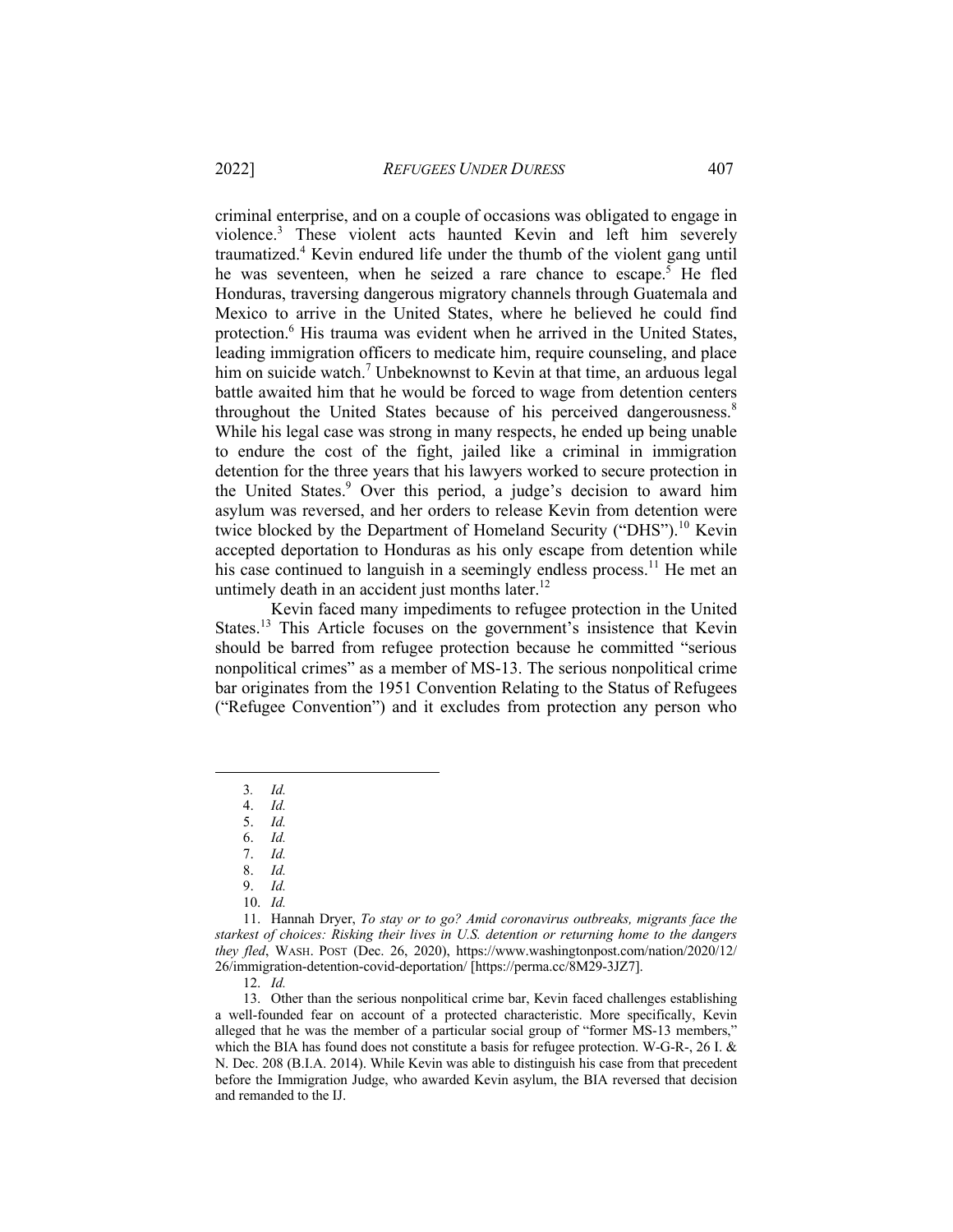criminal enterprise, and on a couple of occasions was obligated to engage in violence.[3] These violent acts haunted Kevin and left him severely traumatized.[4] Kevin endured life under the thumb of the violent gang until he was seventeen, when he seized a rare chance to escape.[5] He fled Honduras, traversing dangerous migratory channels through Guatemala and Mexico to arrive in the United States, where he believed he could find protection.[6] His trauma was evident when he arrived in the United States, leading immigration officers to medicate him, require counseling, and place him on suicide watch.[7] Unbeknownst to Kevin at that time, an arduous legal battle awaited him that he would be forced to wage from detention centers throughout the United States because of his perceived dangerousness.[8] While his legal case was strong in many respects, he ended up being unable to endure the cost of the fight, jailed like a criminal in immigration detention for the three years that his lawyers worked to secure protection in the United States.[9] Over this period, a judge's decision to award him asylum was reversed, and her orders to release Kevin from detention were twice blocked by the Department of Homeland Security ("DHS").[10] Kevin accepted deportation to Honduras as his only escape from detention while his case continued to languish in a seemingly endless process.[11] He met an untimely death in an accident just months later.[12]

Kevin faced many impediments to refugee protection in the United States.[13] This Article focuses on the government's insistence that Kevin should be barred from refugee protection because he committed "serious nonpolitical crimes" as a member of MS-13. The serious nonpolitical crime bar originates from the 1951 Convention Relating to the Status of Refugees ("Refugee Convention") and it excludes from protection any person who

---

3. *Id.*
4. *Id.*
5. *Id.*
6. *Id.*
7. *Id.*
8. *Id.*
9. *Id.*
10. *Id.*
11. Hannah Dryer, *To stay or to go? Amid coronavirus outbreaks, migrants face the starkest of choices: Risking their lives in U.S. detention or returning home to the dangers they fled*, WASH. POST (Dec. 26, 2020), https://www.washingtonpost.com/nation/2020/12/26/immigration-detention-covid-deportation/ [https://perma.cc/8M29-3JZ7].
12. *Id.*
13. Other than the serious nonpolitical crime bar, Kevin faced challenges establishing a well-founded fear on account of a protected characteristic. More specifically, Kevin alleged that he was the member of a particular social group of "former MS-13 members," which the BIA has found does not constitute a basis for refugee protection. W-G-R-, 26 I. & N. Dec. 208 (B.I.A. 2014). While Kevin was able to distinguish his case from that precedent before the Immigration Judge, who awarded Kevin asylum, the BIA reversed that decision and remanded to the IJ.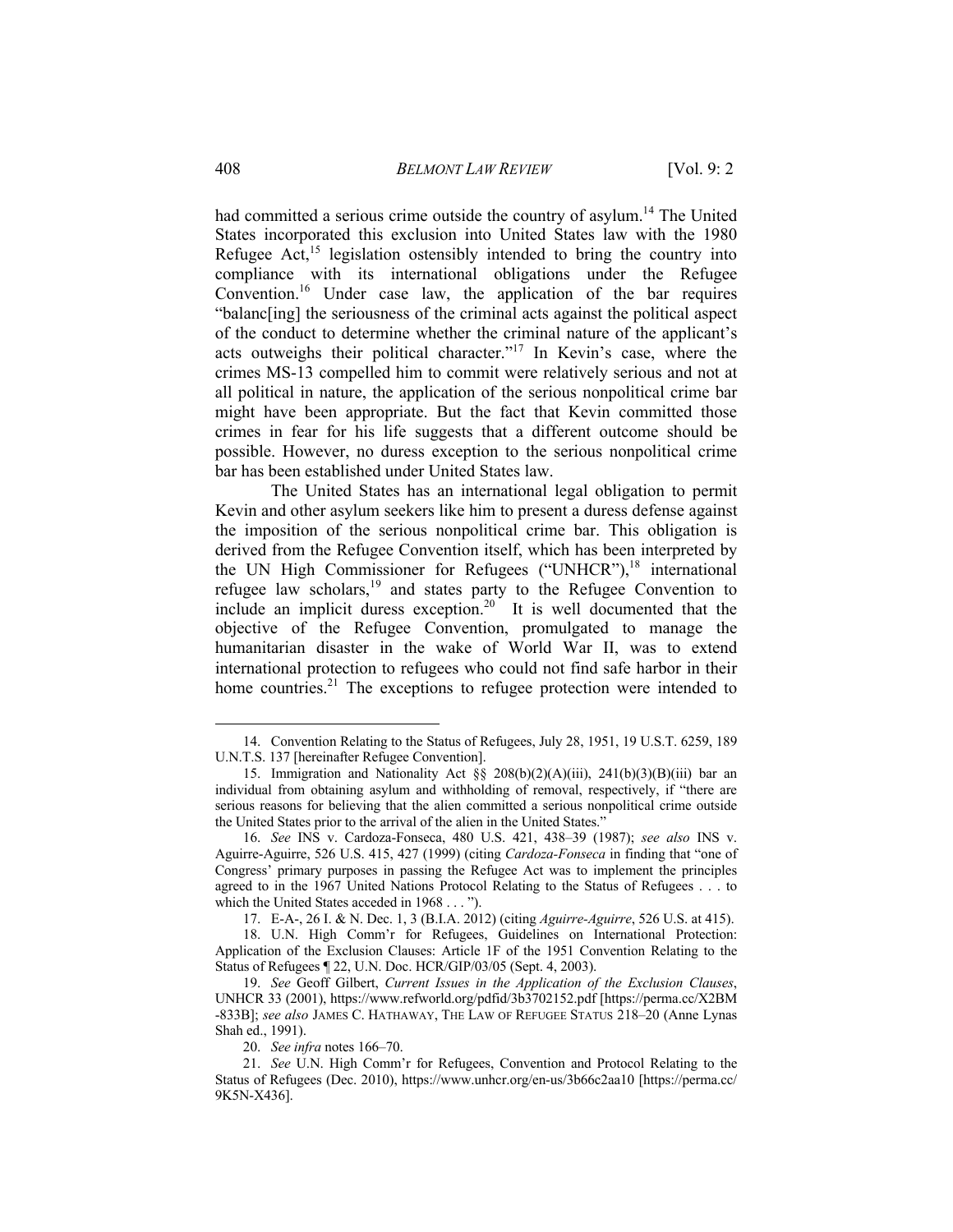had committed a serious crime outside the country of asylum.[14] The United States incorporated this exclusion into United States law with the 1980 Refugee Act,[15] legislation ostensibly intended to bring the country into compliance with its international obligations under the Refugee Convention.[16] Under case law, the application of the bar requires "balanc[ing] the seriousness of the criminal acts against the political aspect of the conduct to determine whether the criminal nature of the applicant's acts outweighs their political character."[17] In Kevin's case, where the crimes MS-13 compelled him to commit were relatively serious and not at all political in nature, the application of the serious nonpolitical crime bar might have been appropriate. But the fact that Kevin committed those crimes in fear for his life suggests that a different outcome should be possible. However, no duress exception to the serious nonpolitical crime bar has been established under United States law.

The United States has an international legal obligation to permit Kevin and other asylum seekers like him to present a duress defense against the imposition of the serious nonpolitical crime bar. This obligation is derived from the Refugee Convention itself, which has been interpreted by the UN High Commissioner for Refugees ("UNHCR"),[18] international refugee law scholars,[19] and states party to the Refugee Convention to include an implicit duress exception.[20] It is well documented that the objective of the Refugee Convention, promulgated to manage the humanitarian disaster in the wake of World War II, was to extend international protection to refugees who could not find safe harbor in their home countries.[21] The exceptions to refugee protection were intended to

14. Convention Relating to the Status of Refugees, July 28, 1951, 19 U.S.T. 6259, 189 U.N.T.S. 137 [hereinafter Refugee Convention].

15. Immigration and Nationality Act §§ 208(b)(2)(A)(iii), 241(b)(3)(B)(iii) bar an individual from obtaining asylum and withholding of removal, respectively, if "there are serious reasons for believing that the alien committed a serious nonpolitical crime outside the United States prior to the arrival of the alien in the United States."

16. *See* INS v. Cardoza-Fonseca, 480 U.S. 421, 438–39 (1987); *see also* INS v. Aguirre-Aguirre, 526 U.S. 415, 427 (1999) (citing *Cardoza-Fonseca* in finding that "one of Congress' primary purposes in passing the Refugee Act was to implement the principles agreed to in the 1967 United Nations Protocol Relating to the Status of Refugees . . . to which the United States acceded in 1968 . . . ").

17. E-A-, 26 I. & N. Dec. 1, 3 (B.I.A. 2012) (citing *Aguirre-Aguirre*, 526 U.S. at 415).

18. U.N. High Comm'r for Refugees, Guidelines on International Protection: Application of the Exclusion Clauses: Article 1F of the 1951 Convention Relating to the Status of Refugees ¶ 22, U.N. Doc. HCR/GIP/03/05 (Sept. 4, 2003).

19. *See* Geoff Gilbert, *Current Issues in the Application of the Exclusion Clauses*, UNHCR 33 (2001), https://www.refworld.org/pdfid/3b3702152.pdf [https://perma.cc/X2BM-833B]; *see also* JAMES C. HATHAWAY, THE LAW OF REFUGEE STATUS 218–20 (Anne Lynas Shah ed., 1991).

20. *See infra* notes 166–70.

21. *See* U.N. High Comm'r for Refugees, Convention and Protocol Relating to the Status of Refugees (Dec. 2010), https://www.unhcr.org/en-us/3b66c2aa10 [https://perma.cc/9K5N-X436].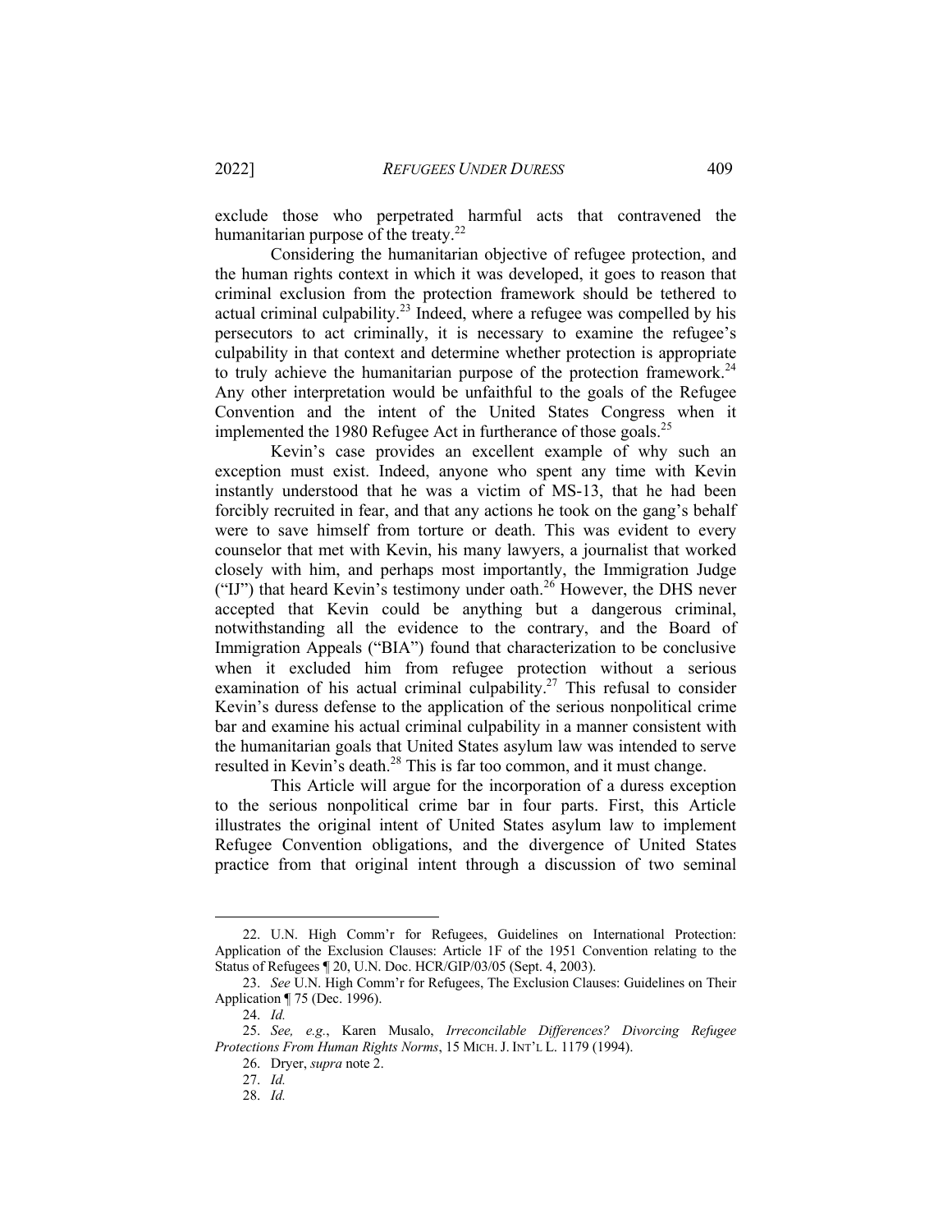exclude those who perpetrated harmful acts that contravened the humanitarian purpose of the treaty.[22]

Considering the humanitarian objective of refugee protection, and the human rights context in which it was developed, it goes to reason that criminal exclusion from the protection framework should be tethered to actual criminal culpability.[23] Indeed, where a refugee was compelled by his persecutors to act criminally, it is necessary to examine the refugee's culpability in that context and determine whether protection is appropriate to truly achieve the humanitarian purpose of the protection framework.[24] Any other interpretation would be unfaithful to the goals of the Refugee Convention and the intent of the United States Congress when it implemented the 1980 Refugee Act in furtherance of those goals.[25]

Kevin's case provides an excellent example of why such an exception must exist. Indeed, anyone who spent any time with Kevin instantly understood that he was a victim of MS-13, that he had been forcibly recruited in fear, and that any actions he took on the gang's behalf were to save himself from torture or death. This was evident to every counselor that met with Kevin, his many lawyers, a journalist that worked closely with him, and perhaps most importantly, the Immigration Judge ("IJ") that heard Kevin's testimony under oath.[26] However, the DHS never accepted that Kevin could be anything but a dangerous criminal, notwithstanding all the evidence to the contrary, and the Board of Immigration Appeals ("BIA") found that characterization to be conclusive when it excluded him from refugee protection without a serious examination of his actual criminal culpability.[27] This refusal to consider Kevin's duress defense to the application of the serious nonpolitical crime bar and examine his actual criminal culpability in a manner consistent with the humanitarian goals that United States asylum law was intended to serve resulted in Kevin's death.[28] This is far too common, and it must change.

This Article will argue for the incorporation of a duress exception to the serious nonpolitical crime bar in four parts. First, this Article illustrates the original intent of United States asylum law to implement Refugee Convention obligations, and the divergence of United States practice from that original intent through a discussion of two seminal

---

22. U.N. High Comm'r for Refugees, Guidelines on International Protection: Application of the Exclusion Clauses: Article 1F of the 1951 Convention relating to the Status of Refugees ¶ 20, U.N. Doc. HCR/GIP/03/05 (Sept. 4, 2003).

23. *See* U.N. High Comm'r for Refugees, The Exclusion Clauses: Guidelines on Their Application ¶ 75 (Dec. 1996).

24. *Id.*

25. *See, e.g.*, Karen Musalo, *Irreconcilable Differences? Divorcing Refugee Protections From Human Rights Norms*, 15 MICH. J. INT'L L. 1179 (1994).

26. Dryer, *supra* note 2.

27. *Id.*

28. *Id.*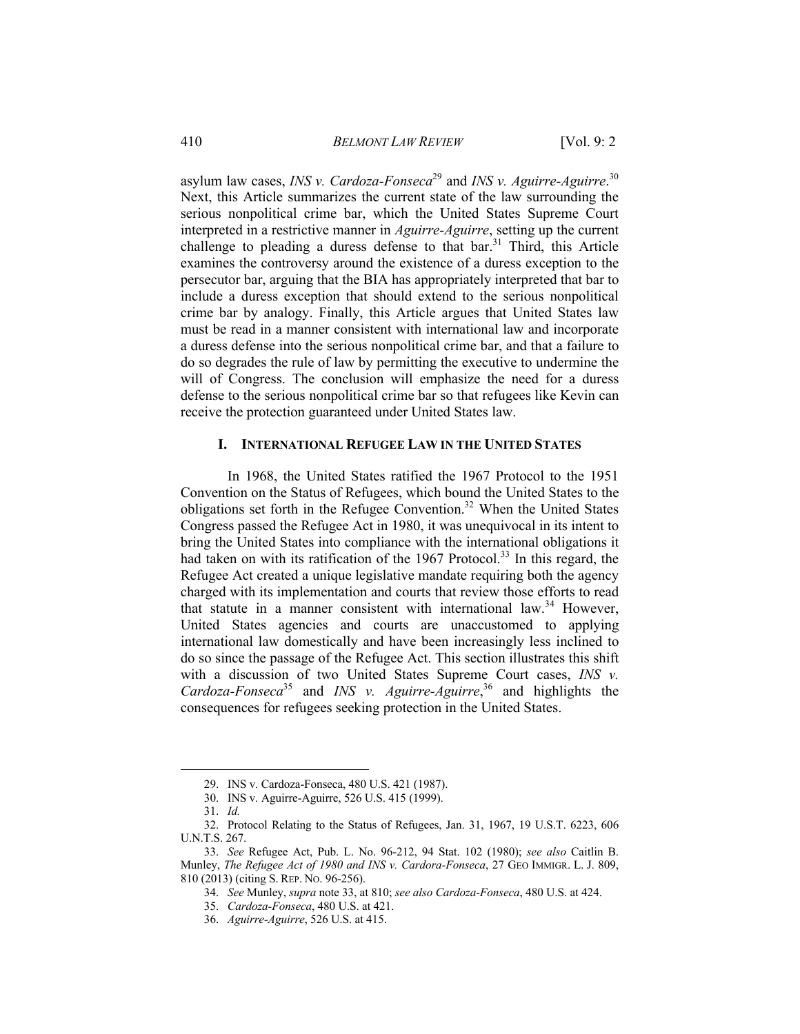asylum law cases, *INS v. Cardoza-Fonseca*[29] and *INS v. Aguirre-Aguirre*.[30] Next, this Article summarizes the current state of the law surrounding the serious nonpolitical crime bar, which the United States Supreme Court interpreted in a restrictive manner in *Aguirre-Aguirre*, setting up the current challenge to pleading a duress defense to that bar.[31] Third, this Article examines the controversy around the existence of a duress exception to the persecutor bar, arguing that the BIA has appropriately interpreted that bar to include a duress exception that should extend to the serious nonpolitical crime bar by analogy. Finally, this Article argues that United States law must be read in a manner consistent with international law and incorporate a duress defense into the serious nonpolitical crime bar, and that a failure to do so degrades the rule of law by permitting the executive to undermine the will of Congress. The conclusion will emphasize the need for a duress defense to the serious nonpolitical crime bar so that refugees like Kevin can receive the protection guaranteed under United States law.

## I. INTERNATIONAL REFUGEE LAW IN THE UNITED STATES

In 1968, the United States ratified the 1967 Protocol to the 1951 Convention on the Status of Refugees, which bound the United States to the obligations set forth in the Refugee Convention.[32] When the United States Congress passed the Refugee Act in 1980, it was unequivocal in its intent to bring the United States into compliance with the international obligations it had taken on with its ratification of the 1967 Protocol.[33] In this regard, the Refugee Act created a unique legislative mandate requiring both the agency charged with its implementation and courts that review those efforts to read that statute in a manner consistent with international law.[34] However, United States agencies and courts are unaccustomed to applying international law domestically and have been increasingly less inclined to do so since the passage of the Refugee Act. This section illustrates this shift with a discussion of two United States Supreme Court cases, *INS v. Cardoza-Fonseca*[35] and *INS v. Aguirre-Aguirre*,[36] and highlights the consequences for refugees seeking protection in the United States.

---

29. INS v. Cardoza-Fonseca, 480 U.S. 421 (1987).

30. INS v. Aguirre-Aguirre, 526 U.S. 415 (1999).

31. *Id.*

32. Protocol Relating to the Status of Refugees, Jan. 31, 1967, 19 U.S.T. 6223, 606 U.N.T.S. 267.

33. *See* Refugee Act, Pub. L. No. 96-212, 94 Stat. 102 (1980); *see also* Caitlin B. Munley, *The Refugee Act of 1980 and INS v. Cardora-Fonseca*, 27 GEO IMMIGR. L. J. 809, 810 (2013) (citing S. REP. NO. 96-256).

34. *See* Munley, *supra* note 33, at 810; *see also Cardoza-Fonseca*, 480 U.S. at 424.

35. *Cardoza-Fonseca*, 480 U.S. at 421.

36. *Aguirre-Aguirre*, 526 U.S. at 415.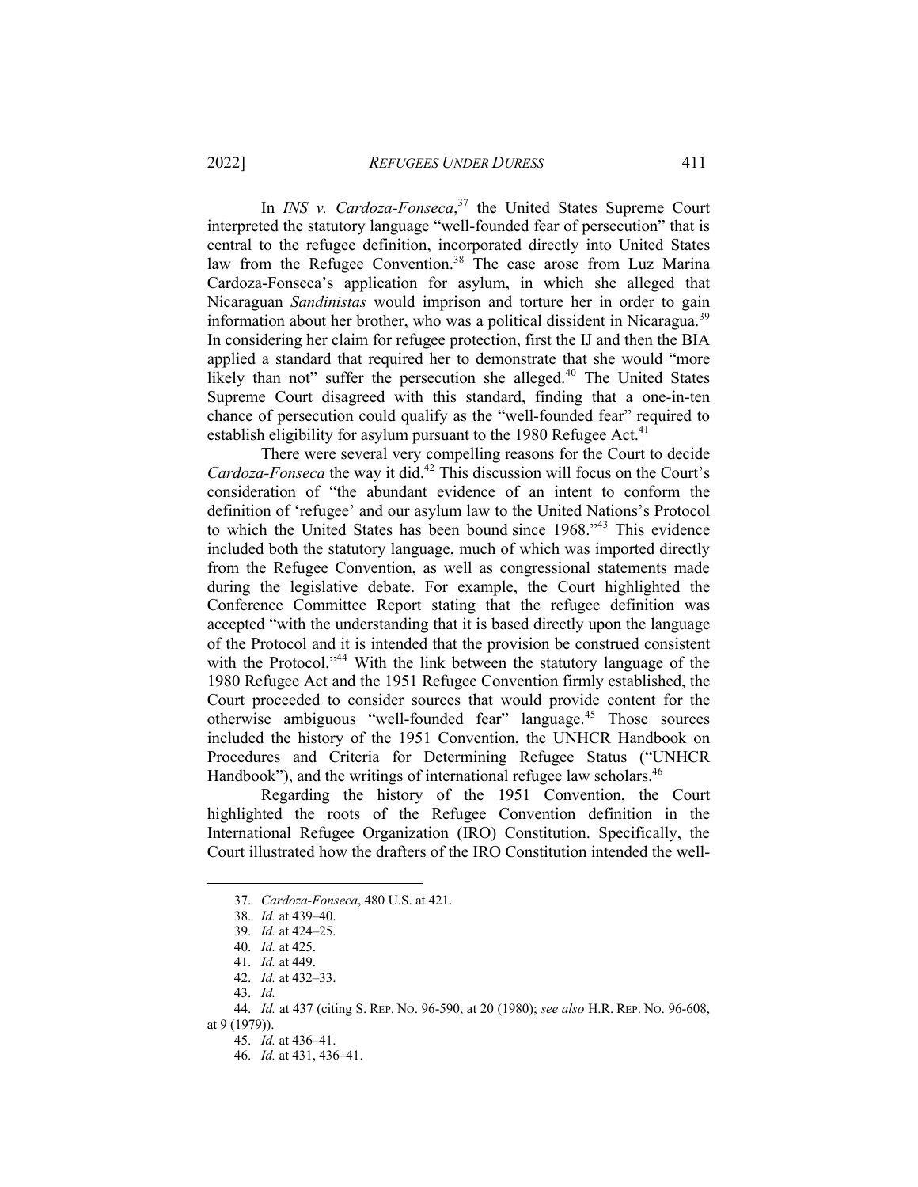In *INS v. Cardoza-Fonseca*,[37] the United States Supreme Court interpreted the statutory language "well-founded fear of persecution" that is central to the refugee definition, incorporated directly into United States law from the Refugee Convention.[38] The case arose from Luz Marina Cardoza-Fonseca's application for asylum, in which she alleged that Nicaraguan *Sandinistas* would imprison and torture her in order to gain information about her brother, who was a political dissident in Nicaragua.[39] In considering her claim for refugee protection, first the IJ and then the BIA applied a standard that required her to demonstrate that she would "more likely than not" suffer the persecution she alleged.[40] The United States Supreme Court disagreed with this standard, finding that a one-in-ten chance of persecution could qualify as the "well-founded fear" required to establish eligibility for asylum pursuant to the 1980 Refugee Act.[41]

There were several very compelling reasons for the Court to decide *Cardoza-Fonseca* the way it did.[42] This discussion will focus on the Court's consideration of "the abundant evidence of an intent to conform the definition of 'refugee' and our asylum law to the United Nations's Protocol to which the United States has been bound since 1968."[43] This evidence included both the statutory language, much of which was imported directly from the Refugee Convention, as well as congressional statements made during the legislative debate. For example, the Court highlighted the Conference Committee Report stating that the refugee definition was accepted "with the understanding that it is based directly upon the language of the Protocol and it is intended that the provision be construed consistent with the Protocol."[44] With the link between the statutory language of the 1980 Refugee Act and the 1951 Refugee Convention firmly established, the Court proceeded to consider sources that would provide content for the otherwise ambiguous "well-founded fear" language.[45] Those sources included the history of the 1951 Convention, the UNHCR Handbook on Procedures and Criteria for Determining Refugee Status ("UNHCR Handbook"), and the writings of international refugee law scholars.[46]

Regarding the history of the 1951 Convention, the Court highlighted the roots of the Refugee Convention definition in the International Refugee Organization (IRO) Constitution. Specifically, the Court illustrated how the drafters of the IRO Constitution intended the well-

---

37. *Cardoza-Fonseca*, 480 U.S. at 421.

38. *Id.* at 439–40.

39. *Id.* at 424–25.

40. *Id.* at 425.

41. *Id.* at 449.

42. *Id.* at 432–33.

43. *Id.*

44. *Id.* at 437 (citing S. REP. NO. 96-590, at 20 (1980); *see also* H.R. REP. NO. 96-608, at 9 (1979)).

45. *Id.* at 436–41.

46. *Id.* at 431, 436–41.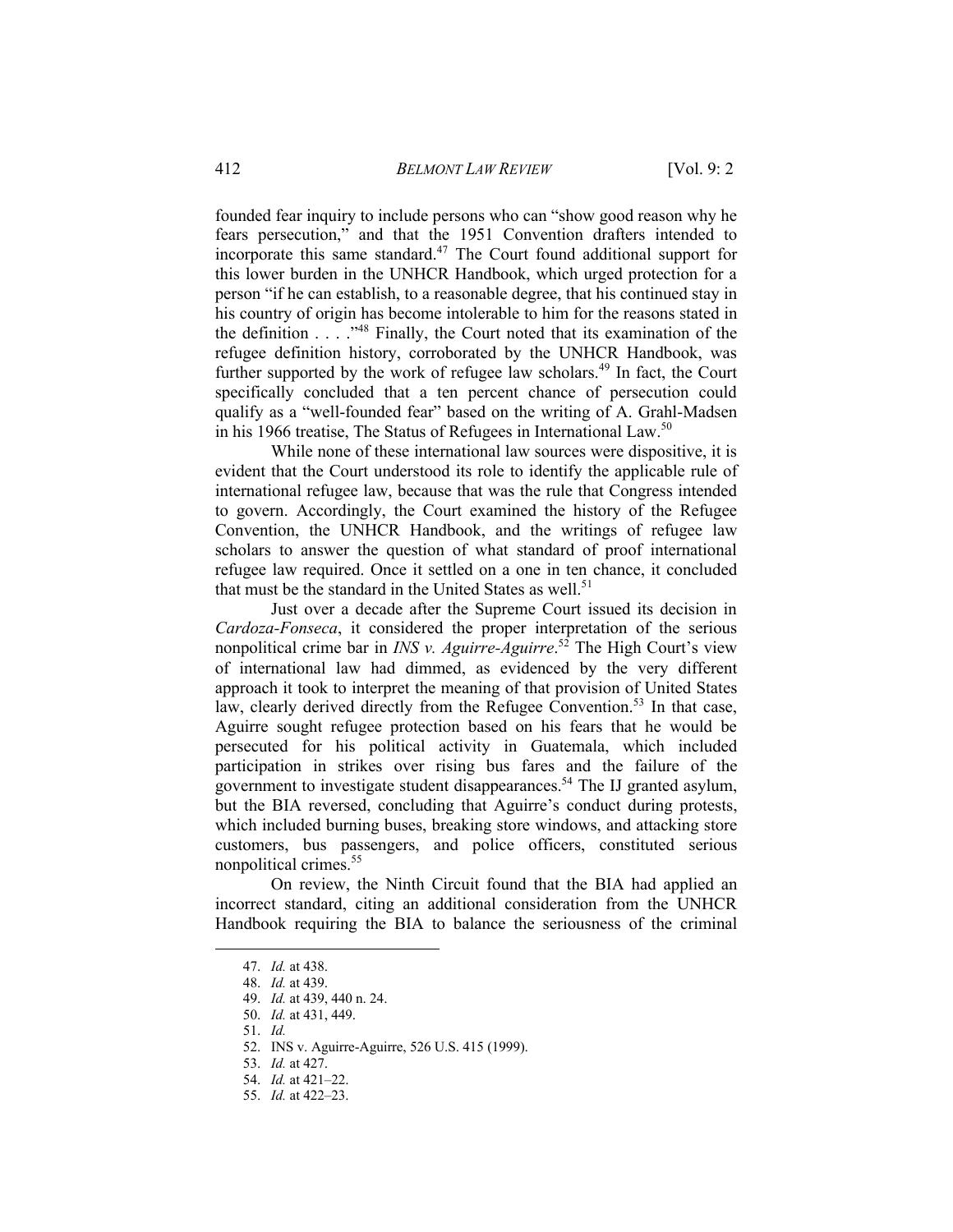founded fear inquiry to include persons who can "show good reason why he fears persecution," and that the 1951 Convention drafters intended to incorporate this same standard.[47] The Court found additional support for this lower burden in the UNHCR Handbook, which urged protection for a person "if he can establish, to a reasonable degree, that his continued stay in his country of origin has become intolerable to him for the reasons stated in the definition . . . ."[48] Finally, the Court noted that its examination of the refugee definition history, corroborated by the UNHCR Handbook, was further supported by the work of refugee law scholars.[49] In fact, the Court specifically concluded that a ten percent chance of persecution could qualify as a "well-founded fear" based on the writing of A. Grahl-Madsen in his 1966 treatise, The Status of Refugees in International Law.[50]

While none of these international law sources were dispositive, it is evident that the Court understood its role to identify the applicable rule of international refugee law, because that was the rule that Congress intended to govern. Accordingly, the Court examined the history of the Refugee Convention, the UNHCR Handbook, and the writings of refugee law scholars to answer the question of what standard of proof international refugee law required. Once it settled on a one in ten chance, it concluded that must be the standard in the United States as well.[51]

Just over a decade after the Supreme Court issued its decision in *Cardoza-Fonseca*, it considered the proper interpretation of the serious nonpolitical crime bar in *INS v. Aguirre-Aguirre*.[52] The High Court's view of international law had dimmed, as evidenced by the very different approach it took to interpret the meaning of that provision of United States law, clearly derived directly from the Refugee Convention.[53] In that case, Aguirre sought refugee protection based on his fears that he would be persecuted for his political activity in Guatemala, which included participation in strikes over rising bus fares and the failure of the government to investigate student disappearances.[54] The IJ granted asylum, but the BIA reversed, concluding that Aguirre's conduct during protests, which included burning buses, breaking store windows, and attacking store customers, bus passengers, and police officers, constituted serious nonpolitical crimes.[55]

On review, the Ninth Circuit found that the BIA had applied an incorrect standard, citing an additional consideration from the UNHCR Handbook requiring the BIA to balance the seriousness of the criminal

---

47. *Id.* at 438.
48. *Id.* at 439.
49. *Id.* at 439, 440 n. 24.
50. *Id.* at 431, 449.
51. *Id.*
52. INS v. Aguirre-Aguirre, 526 U.S. 415 (1999).
53. *Id.* at 427.
54. *Id.* at 421–22.
55. *Id.* at 422–23.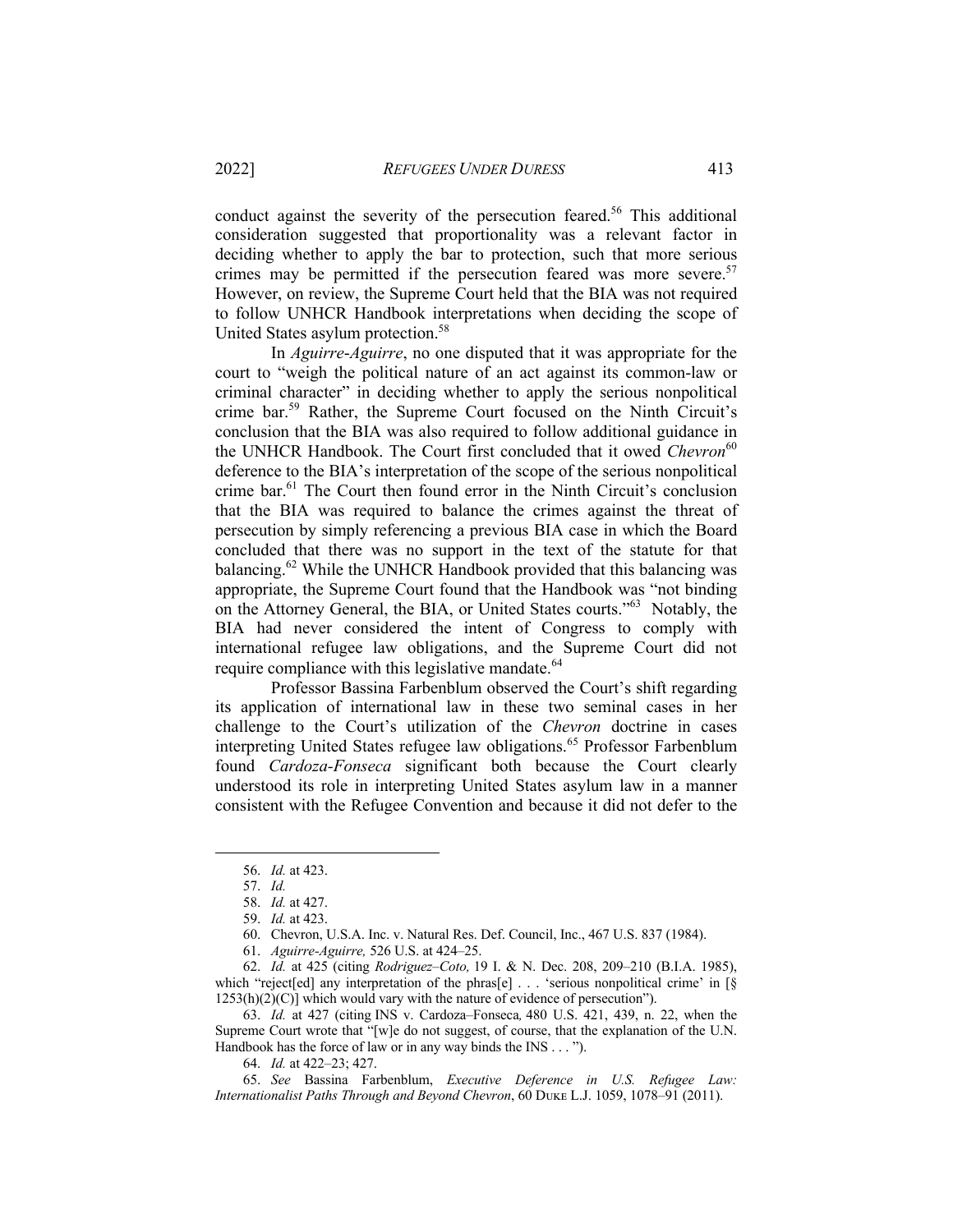conduct against the severity of the persecution feared.[56] This additional consideration suggested that proportionality was a relevant factor in deciding whether to apply the bar to protection, such that more serious crimes may be permitted if the persecution feared was more severe.[57] However, on review, the Supreme Court held that the BIA was not required to follow UNHCR Handbook interpretations when deciding the scope of United States asylum protection.[58]

In *Aguirre-Aguirre*, no one disputed that it was appropriate for the court to "weigh the political nature of an act against its common-law or criminal character" in deciding whether to apply the serious nonpolitical crime bar.[59] Rather, the Supreme Court focused on the Ninth Circuit's conclusion that the BIA was also required to follow additional guidance in the UNHCR Handbook. The Court first concluded that it owed *Chevron*[60] deference to the BIA's interpretation of the scope of the serious nonpolitical crime bar.[61] The Court then found error in the Ninth Circuit's conclusion that the BIA was required to balance the crimes against the threat of persecution by simply referencing a previous BIA case in which the Board concluded that there was no support in the text of the statute for that balancing.[62] While the UNHCR Handbook provided that this balancing was appropriate, the Supreme Court found that the Handbook was "not binding on the Attorney General, the BIA, or United States courts."[63] Notably, the BIA had never considered the intent of Congress to comply with international refugee law obligations, and the Supreme Court did not require compliance with this legislative mandate.[64]

Professor Bassina Farbenblum observed the Court's shift regarding its application of international law in these two seminal cases in her challenge to the Court's utilization of the *Chevron* doctrine in cases interpreting United States refugee law obligations.[65] Professor Farbenblum found *Cardoza-Fonseca* significant both because the Court clearly understood its role in interpreting United States asylum law in a manner consistent with the Refugee Convention and because it did not defer to the

---

56. *Id.* at 423.

57. *Id.*

58. *Id.* at 427.

59. *Id.* at 423.

60. Chevron, U.S.A. Inc. v. Natural Res. Def. Council, Inc., 467 U.S. 837 (1984).

61. *Aguirre-Aguirre,* 526 U.S. at 424–25.

62. *Id.* at 425 (citing *Rodriguez–Coto,* 19 I. & N. Dec. 208, 209–210 (B.I.A. 1985), which "reject[ed] any interpretation of the phras[e] . . . 'serious nonpolitical crime' in [§ 1253(h)(2)(C)] which would vary with the nature of evidence of persecution").

63. *Id.* at 427 (citing INS v. Cardoza–Fonseca*,* 480 U.S. 421, 439, n. 22, when the Supreme Court wrote that "[w]e do not suggest, of course, that the explanation of the U.N. Handbook has the force of law or in any way binds the INS . . . ").

64. *Id.* at 422–23; 427.

65. *See* Bassina Farbenblum, *Executive Deference in U.S. Refugee Law: Internationalist Paths Through and Beyond Chevron*, 60 DUKE L.J. 1059, 1078–91 (2011).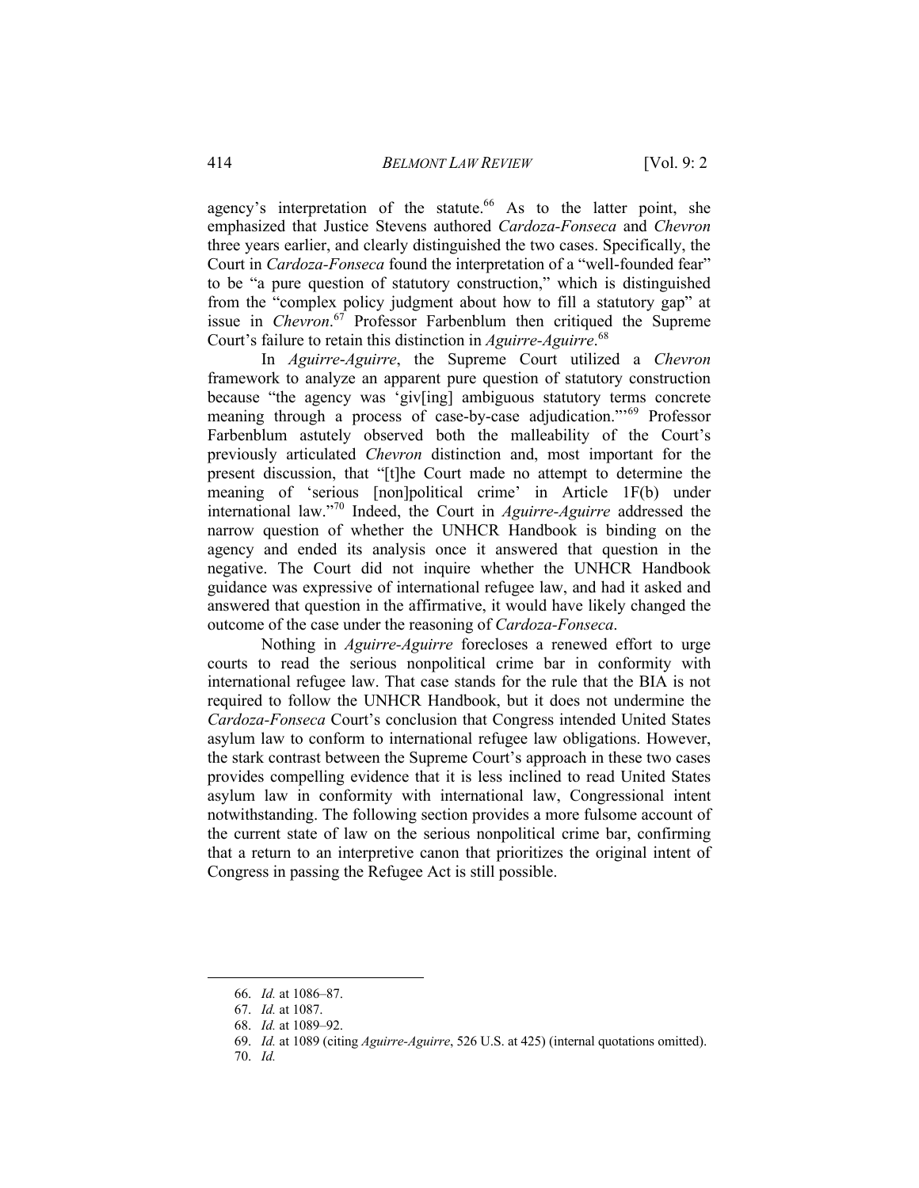agency's interpretation of the statute.[66] As to the latter point, she emphasized that Justice Stevens authored *Cardoza-Fonseca* and *Chevron* three years earlier, and clearly distinguished the two cases. Specifically, the Court in *Cardoza-Fonseca* found the interpretation of a "well-founded fear" to be "a pure question of statutory construction," which is distinguished from the "complex policy judgment about how to fill a statutory gap" at issue in *Chevron*.[67] Professor Farbenblum then critiqued the Supreme Court's failure to retain this distinction in *Aguirre-Aguirre*.[68]

In *Aguirre-Aguirre*, the Supreme Court utilized a *Chevron* framework to analyze an apparent pure question of statutory construction because "the agency was 'giv[ing] ambiguous statutory terms concrete meaning through a process of case-by-case adjudication.'"[69] Professor Farbenblum astutely observed both the malleability of the Court's previously articulated *Chevron* distinction and, most important for the present discussion, that "[t]he Court made no attempt to determine the meaning of 'serious [non]political crime' in Article 1F(b) under international law."[70] Indeed, the Court in *Aguirre-Aguirre* addressed the narrow question of whether the UNHCR Handbook is binding on the agency and ended its analysis once it answered that question in the negative. The Court did not inquire whether the UNHCR Handbook guidance was expressive of international refugee law, and had it asked and answered that question in the affirmative, it would have likely changed the outcome of the case under the reasoning of *Cardoza-Fonseca*.

Nothing in *Aguirre-Aguirre* forecloses a renewed effort to urge courts to read the serious nonpolitical crime bar in conformity with international refugee law. That case stands for the rule that the BIA is not required to follow the UNHCR Handbook, but it does not undermine the *Cardoza-Fonseca* Court's conclusion that Congress intended United States asylum law to conform to international refugee law obligations. However, the stark contrast between the Supreme Court's approach in these two cases provides compelling evidence that it is less inclined to read United States asylum law in conformity with international law, Congressional intent notwithstanding. The following section provides a more fulsome account of the current state of law on the serious nonpolitical crime bar, confirming that a return to an interpretive canon that prioritizes the original intent of Congress in passing the Refugee Act is still possible.

---

66. *Id.* at 1086–87.

67. *Id.* at 1087.

68. *Id.* at 1089–92.

69. *Id.* at 1089 (citing *Aguirre-Aguirre*, 526 U.S. at 425) (internal quotations omitted).

70. *Id.*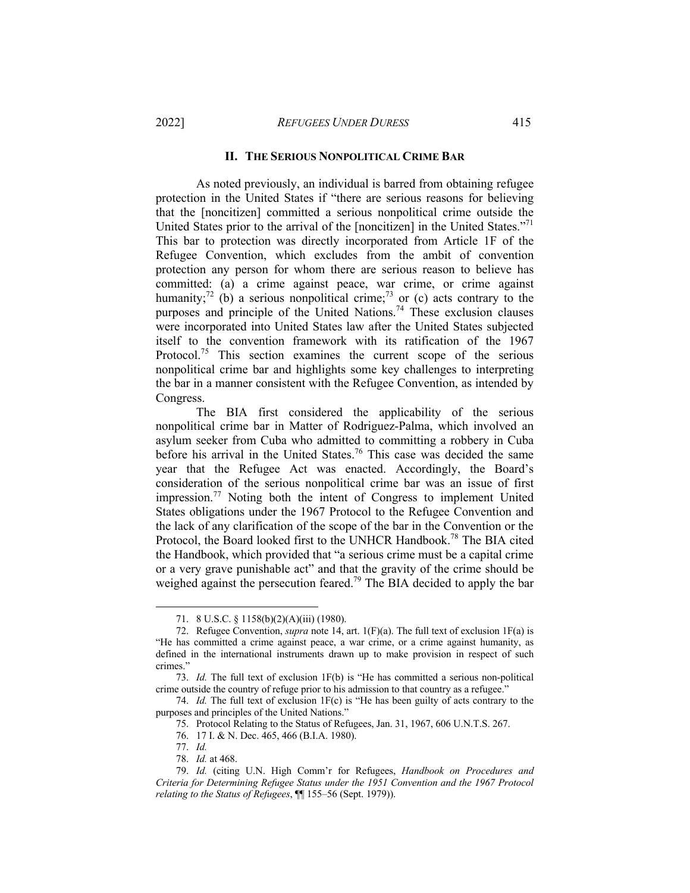## II. THE SERIOUS NONPOLITICAL CRIME BAR

As noted previously, an individual is barred from obtaining refugee protection in the United States if "there are serious reasons for believing that the [noncitizen] committed a serious nonpolitical crime outside the United States prior to the arrival of the [noncitizen] in the United States."[71] This bar to protection was directly incorporated from Article 1F of the Refugee Convention, which excludes from the ambit of convention protection any person for whom there are serious reason to believe has committed: (a) a crime against peace, war crime, or crime against humanity;[72] (b) a serious nonpolitical crime;[73] or (c) acts contrary to the purposes and principle of the United Nations.[74] These exclusion clauses were incorporated into United States law after the United States subjected itself to the convention framework with its ratification of the 1967 Protocol.[75] This section examines the current scope of the serious nonpolitical crime bar and highlights some key challenges to interpreting the bar in a manner consistent with the Refugee Convention, as intended by Congress.

The BIA first considered the applicability of the serious nonpolitical crime bar in Matter of Rodriguez-Palma, which involved an asylum seeker from Cuba who admitted to committing a robbery in Cuba before his arrival in the United States.[76] This case was decided the same year that the Refugee Act was enacted. Accordingly, the Board's consideration of the serious nonpolitical crime bar was an issue of first impression.[77] Noting both the intent of Congress to implement United States obligations under the 1967 Protocol to the Refugee Convention and the lack of any clarification of the scope of the bar in the Convention or the Protocol, the Board looked first to the UNHCR Handbook.[78] The BIA cited the Handbook, which provided that "a serious crime must be a capital crime or a very grave punishable act" and that the gravity of the crime should be weighed against the persecution feared.[79] The BIA decided to apply the bar

---

71. 8 U.S.C. § 1158(b)(2)(A)(iii) (1980).

72. Refugee Convention, *supra* note 14, art. 1(F)(a). The full text of exclusion 1F(a) is "He has committed a crime against peace, a war crime, or a crime against humanity, as defined in the international instruments drawn up to make provision in respect of such crimes."

73. *Id.* The full text of exclusion 1F(b) is "He has committed a serious non-political crime outside the country of refuge prior to his admission to that country as a refugee."

74. *Id.* The full text of exclusion 1F(c) is "He has been guilty of acts contrary to the purposes and principles of the United Nations."

75. Protocol Relating to the Status of Refugees, Jan. 31, 1967, 606 U.N.T.S. 267.

76. 17 I. & N. Dec. 465, 466 (B.I.A. 1980).

77. *Id.*

78. *Id.* at 468.

79. *Id.* (citing U.N. High Comm'r for Refugees, *Handbook on Procedures and Criteria for Determining Refugee Status under the 1951 Convention and the 1967 Protocol relating to the Status of Refugees*, ¶¶ 155–56 (Sept. 1979)).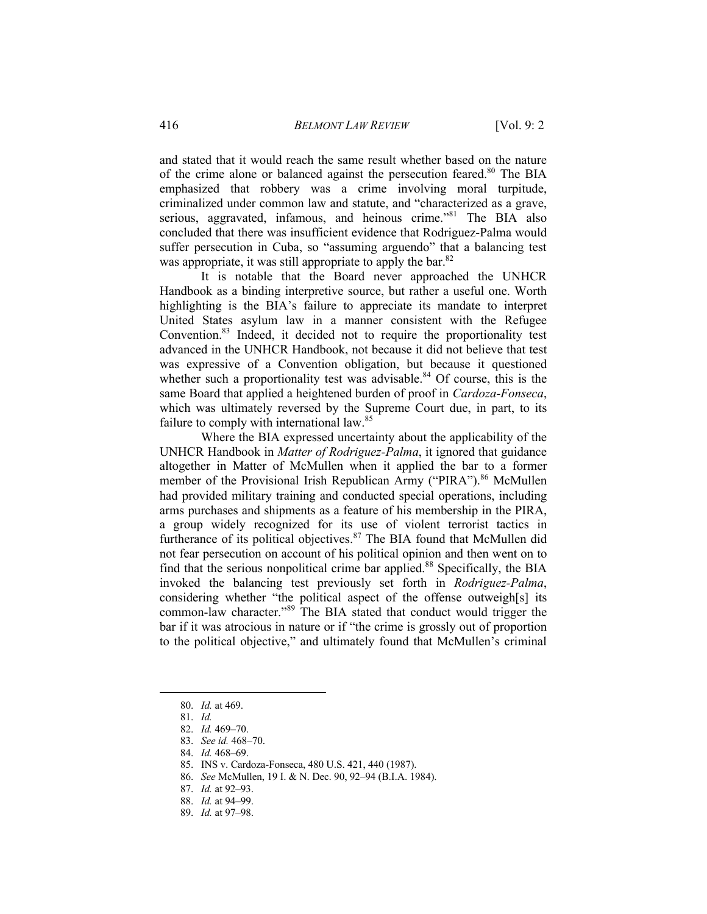and stated that it would reach the same result whether based on the nature of the crime alone or balanced against the persecution feared.[80] The BIA emphasized that robbery was a crime involving moral turpitude, criminalized under common law and statute, and "characterized as a grave, serious, aggravated, infamous, and heinous crime."[81] The BIA also concluded that there was insufficient evidence that Rodriguez-Palma would suffer persecution in Cuba, so "assuming arguendo" that a balancing test was appropriate, it was still appropriate to apply the bar.[82]

It is notable that the Board never approached the UNHCR Handbook as a binding interpretive source, but rather a useful one. Worth highlighting is the BIA's failure to appreciate its mandate to interpret United States asylum law in a manner consistent with the Refugee Convention.[83] Indeed, it decided not to require the proportionality test advanced in the UNHCR Handbook, not because it did not believe that test was expressive of a Convention obligation, but because it questioned whether such a proportionality test was advisable.[84] Of course, this is the same Board that applied a heightened burden of proof in *Cardoza-Fonseca*, which was ultimately reversed by the Supreme Court due, in part, to its failure to comply with international law.[85]

Where the BIA expressed uncertainty about the applicability of the UNHCR Handbook in *Matter of Rodriguez-Palma*, it ignored that guidance altogether in Matter of McMullen when it applied the bar to a former member of the Provisional Irish Republican Army ("PIRA").[86] McMullen had provided military training and conducted special operations, including arms purchases and shipments as a feature of his membership in the PIRA, a group widely recognized for its use of violent terrorist tactics in furtherance of its political objectives.[87] The BIA found that McMullen did not fear persecution on account of his political opinion and then went on to find that the serious nonpolitical crime bar applied.[88] Specifically, the BIA invoked the balancing test previously set forth in *Rodriguez-Palma*, considering whether "the political aspect of the offense outweigh[s] its common-law character."[89] The BIA stated that conduct would trigger the bar if it was atrocious in nature or if "the crime is grossly out of proportion to the political objective," and ultimately found that McMullen's criminal

---

80. *Id.* at 469.
81. *Id.*
82. *Id.* 469–70.
83. *See id.* 468–70.
84. *Id.* 468–69.
85. INS v. Cardoza-Fonseca, 480 U.S. 421, 440 (1987).
86. *See* McMullen, 19 I. & N. Dec. 90, 92–94 (B.I.A. 1984).
87. *Id.* at 92–93.
88. *Id.* at 94–99.
89. *Id.* at 97–98.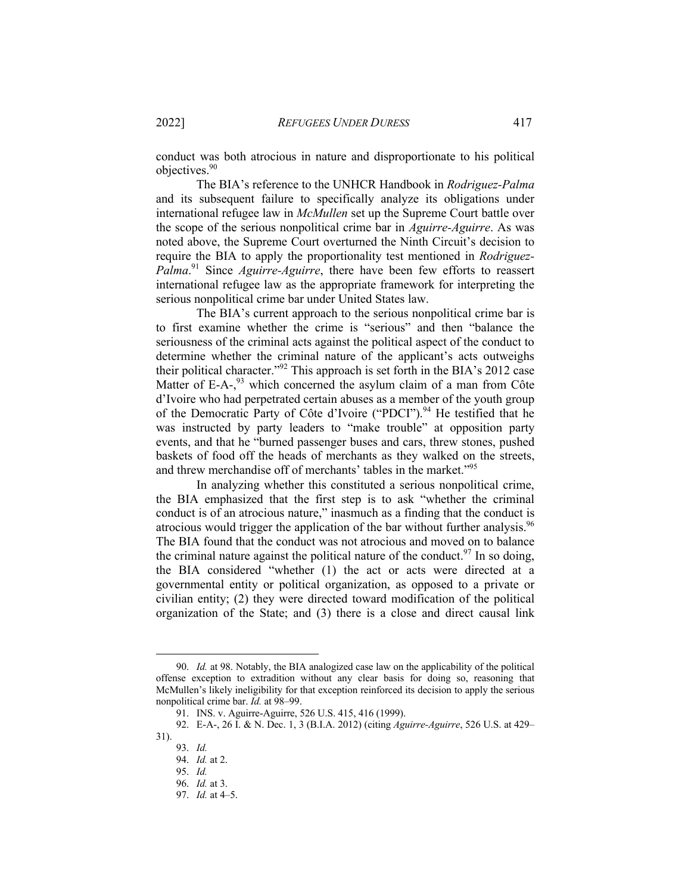conduct was both atrocious in nature and disproportionate to his political objectives.[90]

The BIA's reference to the UNHCR Handbook in *Rodriguez-Palma* and its subsequent failure to specifically analyze its obligations under international refugee law in *McMullen* set up the Supreme Court battle over the scope of the serious nonpolitical crime bar in *Aguirre-Aguirre*. As was noted above, the Supreme Court overturned the Ninth Circuit's decision to require the BIA to apply the proportionality test mentioned in *Rodriguez-Palma*.[91] Since *Aguirre-Aguirre*, there have been few efforts to reassert international refugee law as the appropriate framework for interpreting the serious nonpolitical crime bar under United States law.

The BIA's current approach to the serious nonpolitical crime bar is to first examine whether the crime is "serious" and then "balance the seriousness of the criminal acts against the political aspect of the conduct to determine whether the criminal nature of the applicant's acts outweighs their political character."[92] This approach is set forth in the BIA's 2012 case Matter of E-A-,[93] which concerned the asylum claim of a man from Côte d'Ivoire who had perpetrated certain abuses as a member of the youth group of the Democratic Party of Côte d'Ivoire ("PDCI").[94] He testified that he was instructed by party leaders to "make trouble" at opposition party events, and that he "burned passenger buses and cars, threw stones, pushed baskets of food off the heads of merchants as they walked on the streets, and threw merchandise off of merchants' tables in the market."[95]

In analyzing whether this constituted a serious nonpolitical crime, the BIA emphasized that the first step is to ask "whether the criminal conduct is of an atrocious nature," inasmuch as a finding that the conduct is atrocious would trigger the application of the bar without further analysis.[96] The BIA found that the conduct was not atrocious and moved on to balance the criminal nature against the political nature of the conduct.[97] In so doing, the BIA considered "whether (1) the act or acts were directed at a governmental entity or political organization, as opposed to a private or civilian entity; (2) they were directed toward modification of the political organization of the State; and (3) there is a close and direct causal link

---

90. *Id.* at 98. Notably, the BIA analogized case law on the applicability of the political offense exception to extradition without any clear basis for doing so, reasoning that McMullen's likely ineligibility for that exception reinforced its decision to apply the serious nonpolitical crime bar. *Id.* at 98–99.

91. INS. v. Aguirre-Aguirre, 526 U.S. 415, 416 (1999).

92. E-A-, 26 I. & N. Dec. 1, 3 (B.I.A. 2012) (citing *Aguirre-Aguirre*, 526 U.S. at 429–31).

93. *Id.*

94. *Id.* at 2.

95. *Id.*

96. *Id.* at 3.

97. *Id.* at 4–5.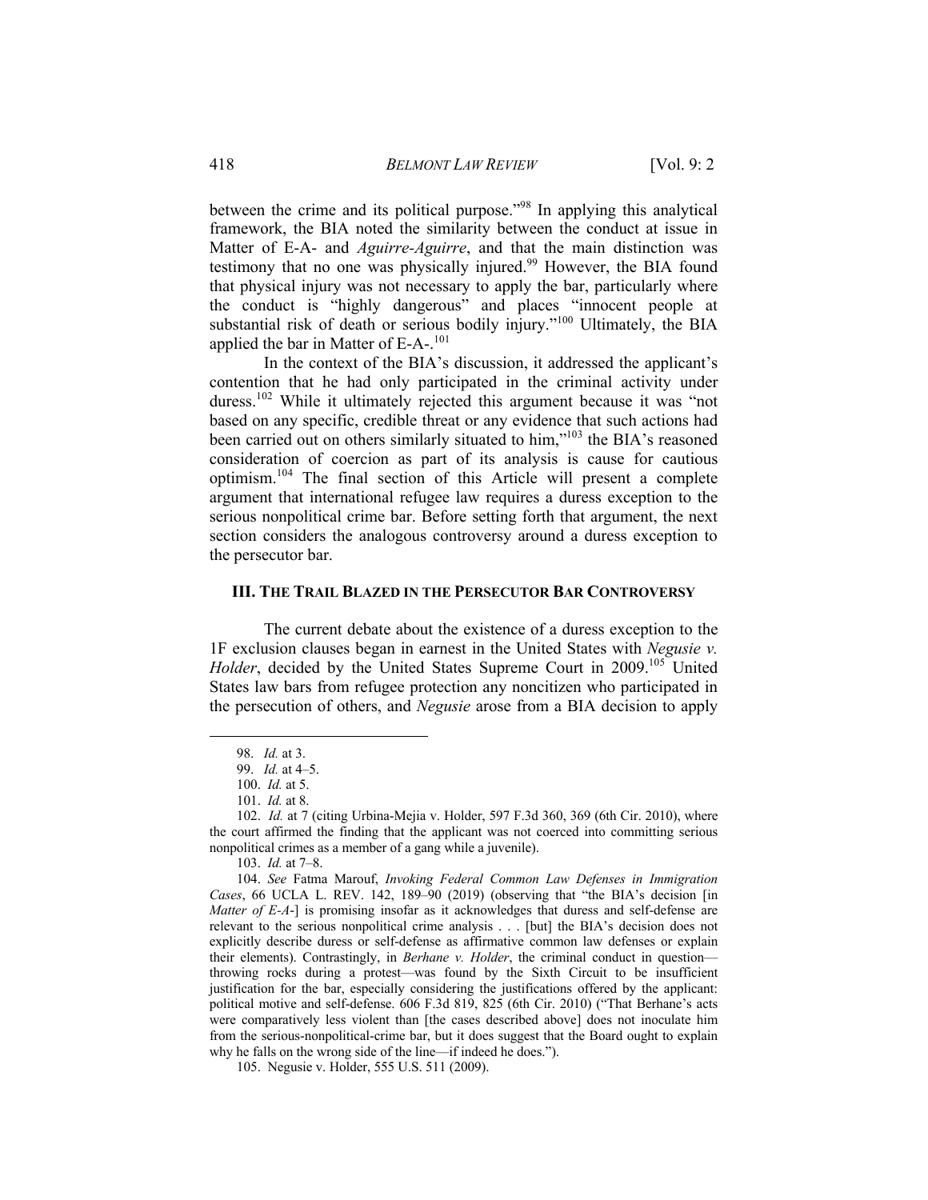between the crime and its political purpose."[98] In applying this analytical framework, the BIA noted the similarity between the conduct at issue in Matter of E-A- and *Aguirre-Aguirre*, and that the main distinction was testimony that no one was physically injured.[99] However, the BIA found that physical injury was not necessary to apply the bar, particularly where the conduct is "highly dangerous" and places "innocent people at substantial risk of death or serious bodily injury."[100] Ultimately, the BIA applied the bar in Matter of E-A-.[101]

In the context of the BIA's discussion, it addressed the applicant's contention that he had only participated in the criminal activity under duress.[102] While it ultimately rejected this argument because it was "not based on any specific, credible threat or any evidence that such actions had been carried out on others similarly situated to him,"[103] the BIA's reasoned consideration of coercion as part of its analysis is cause for cautious optimism.[104] The final section of this Article will present a complete argument that international refugee law requires a duress exception to the serious nonpolitical crime bar. Before setting forth that argument, the next section considers the analogous controversy around a duress exception to the persecutor bar.

## III. THE TRAIL BLAZED IN THE PERSECUTOR BAR CONTROVERSY

The current debate about the existence of a duress exception to the 1F exclusion clauses began in earnest in the United States with *Negusie v. Holder*, decided by the United States Supreme Court in 2009.[105] United States law bars from refugee protection any noncitizen who participated in the persecution of others, and *Negusie* arose from a BIA decision to apply

---

98. *Id.* at 3.

99. *Id.* at 4–5.

100. *Id.* at 5.

101. *Id.* at 8.

102. *Id.* at 7 (citing Urbina-Mejia v. Holder, 597 F.3d 360, 369 (6th Cir. 2010), where the court affirmed the finding that the applicant was not coerced into committing serious nonpolitical crimes as a member of a gang while a juvenile).

103. *Id.* at 7–8.

104. *See* Fatma Marouf, *Invoking Federal Common Law Defenses in Immigration Cases*, 66 UCLA L. REV. 142, 189–90 (2019) (observing that "the BIA's decision [in *Matter of E-A-*] is promising insofar as it acknowledges that duress and self-defense are relevant to the serious nonpolitical crime analysis . . . [but] the BIA's decision does not explicitly describe duress or self-defense as affirmative common law defenses or explain their elements). Contrastingly, in *Berhane v. Holder*, the criminal conduct in question—throwing rocks during a protest—was found by the Sixth Circuit to be insufficient justification for the bar, especially considering the justifications offered by the applicant: political motive and self-defense. 606 F.3d 819, 825 (6th Cir. 2010) ("That Berhane's acts were comparatively less violent than [the cases described above] does not inoculate him from the serious-nonpolitical-crime bar, but it does suggest that the Board ought to explain why he falls on the wrong side of the line—if indeed he does.").

105. Negusie v. Holder, 555 U.S. 511 (2009).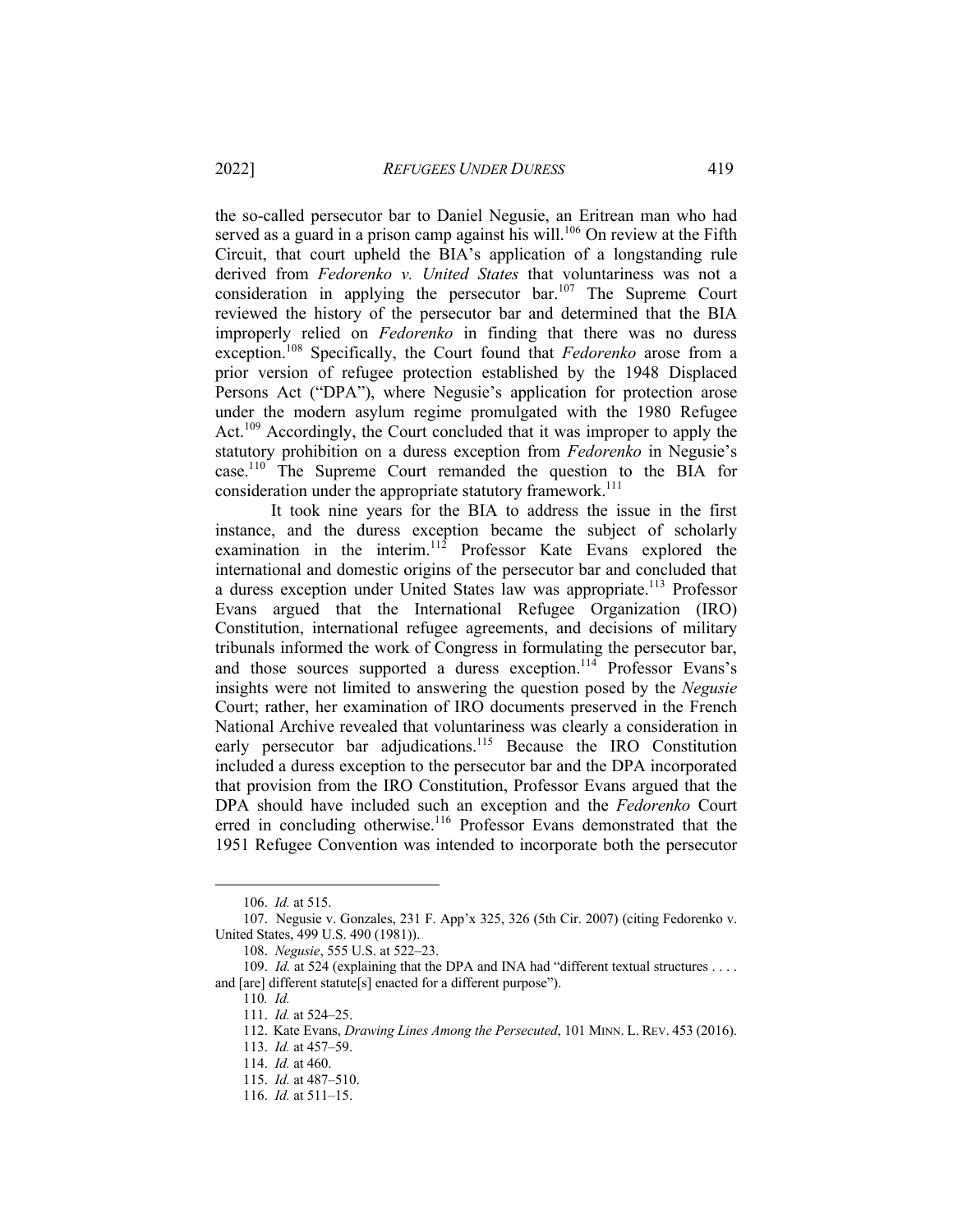the so-called persecutor bar to Daniel Negusie, an Eritrean man who had served as a guard in a prison camp against his will.[106] On review at the Fifth Circuit, that court upheld the BIA's application of a longstanding rule derived from *Fedorenko v. United States* that voluntariness was not a consideration in applying the persecutor bar.[107] The Supreme Court reviewed the history of the persecutor bar and determined that the BIA improperly relied on *Fedorenko* in finding that there was no duress exception.[108] Specifically, the Court found that *Fedorenko* arose from a prior version of refugee protection established by the 1948 Displaced Persons Act ("DPA"), where Negusie's application for protection arose under the modern asylum regime promulgated with the 1980 Refugee Act.[109] Accordingly, the Court concluded that it was improper to apply the statutory prohibition on a duress exception from *Fedorenko* in Negusie's case.[110] The Supreme Court remanded the question to the BIA for consideration under the appropriate statutory framework.[111]

It took nine years for the BIA to address the issue in the first instance, and the duress exception became the subject of scholarly examination in the interim.[112] Professor Kate Evans explored the international and domestic origins of the persecutor bar and concluded that a duress exception under United States law was appropriate.[113] Professor Evans argued that the International Refugee Organization (IRO) Constitution, international refugee agreements, and decisions of military tribunals informed the work of Congress in formulating the persecutor bar, and those sources supported a duress exception.[114] Professor Evans's insights were not limited to answering the question posed by the *Negusie* Court; rather, her examination of IRO documents preserved in the French National Archive revealed that voluntariness was clearly a consideration in early persecutor bar adjudications.[115] Because the IRO Constitution included a duress exception to the persecutor bar and the DPA incorporated that provision from the IRO Constitution, Professor Evans argued that the DPA should have included such an exception and the *Fedorenko* Court erred in concluding otherwise.[116] Professor Evans demonstrated that the 1951 Refugee Convention was intended to incorporate both the persecutor

---

106. *Id.* at 515.

107. Negusie v. Gonzales, 231 F. App'x 325, 326 (5th Cir. 2007) (citing Fedorenko v. United States, 499 U.S. 490 (1981)).

108. *Negusie*, 555 U.S. at 522–23.

109. *Id.* at 524 (explaining that the DPA and INA had "different textual structures . . . . and [are] different statute[s] enacted for a different purpose").

110. *Id.*

111. *Id.* at 524–25.

112. Kate Evans, *Drawing Lines Among the Persecuted*, 101 MINN. L. REV. 453 (2016).

113. *Id.* at 457–59.

114. *Id.* at 460.

115. *Id.* at 487–510.

116. *Id.* at 511–15.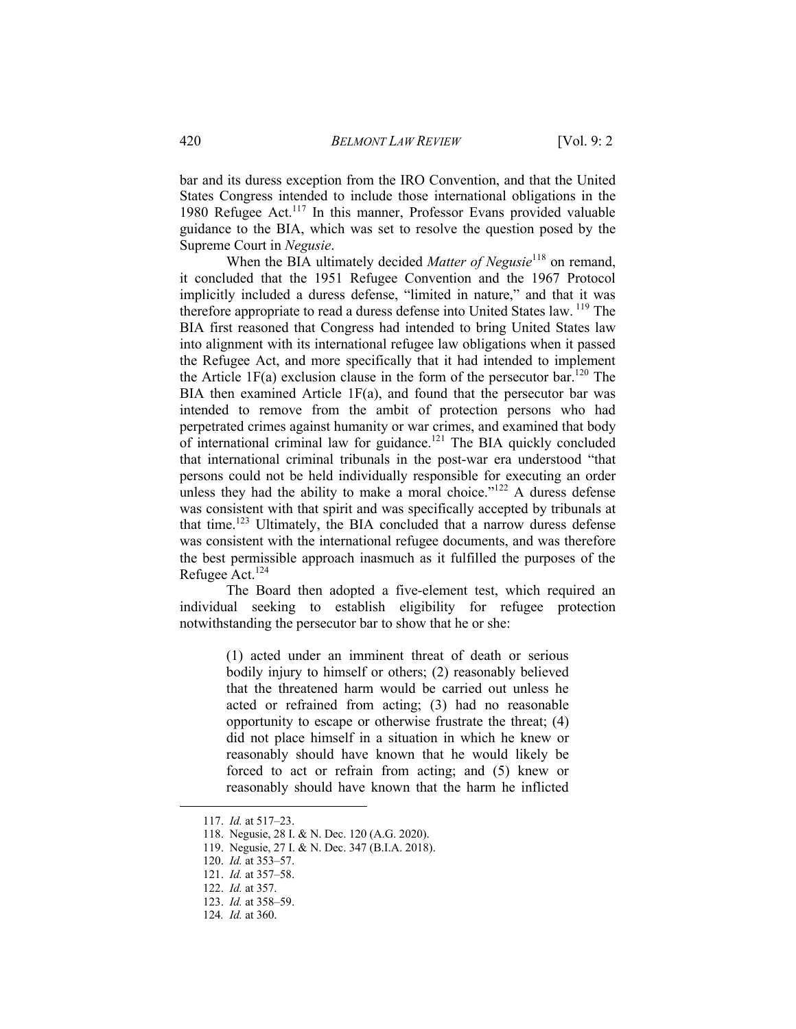bar and its duress exception from the IRO Convention, and that the United States Congress intended to include those international obligations in the 1980 Refugee Act.[117] In this manner, Professor Evans provided valuable guidance to the BIA, which was set to resolve the question posed by the Supreme Court in *Negusie*.

When the BIA ultimately decided *Matter of Negusie*[118] on remand, it concluded that the 1951 Refugee Convention and the 1967 Protocol implicitly included a duress defense, "limited in nature," and that it was therefore appropriate to read a duress defense into United States law.[119] The BIA first reasoned that Congress had intended to bring United States law into alignment with its international refugee law obligations when it passed the Refugee Act, and more specifically that it had intended to implement the Article 1F(a) exclusion clause in the form of the persecutor bar.[120] The BIA then examined Article 1F(a), and found that the persecutor bar was intended to remove from the ambit of protection persons who had perpetrated crimes against humanity or war crimes, and examined that body of international criminal law for guidance.[121] The BIA quickly concluded that international criminal tribunals in the post-war era understood "that persons could not be held individually responsible for executing an order unless they had the ability to make a moral choice."[122] A duress defense was consistent with that spirit and was specifically accepted by tribunals at that time.[123] Ultimately, the BIA concluded that a narrow duress defense was consistent with the international refugee documents, and was therefore the best permissible approach inasmuch as it fulfilled the purposes of the Refugee Act.[124]

The Board then adopted a five-element test, which required an individual seeking to establish eligibility for refugee protection notwithstanding the persecutor bar to show that he or she:

> (1) acted under an imminent threat of death or serious bodily injury to himself or others; (2) reasonably believed that the threatened harm would be carried out unless he acted or refrained from acting; (3) had no reasonable opportunity to escape or otherwise frustrate the threat; (4) did not place himself in a situation in which he knew or reasonably should have known that he would likely be forced to act or refrain from acting; and (5) knew or reasonably should have known that the harm he inflicted

---

117. *Id.* at 517–23.
118. Negusie, 28 I. & N. Dec. 120 (A.G. 2020).
119. Negusie, 27 I. & N. Dec. 347 (B.I.A. 2018).
120. *Id.* at 353–57.
121. *Id.* at 357–58.
122. *Id.* at 357.
123. *Id.* at 358–59.
124. *Id.* at 360.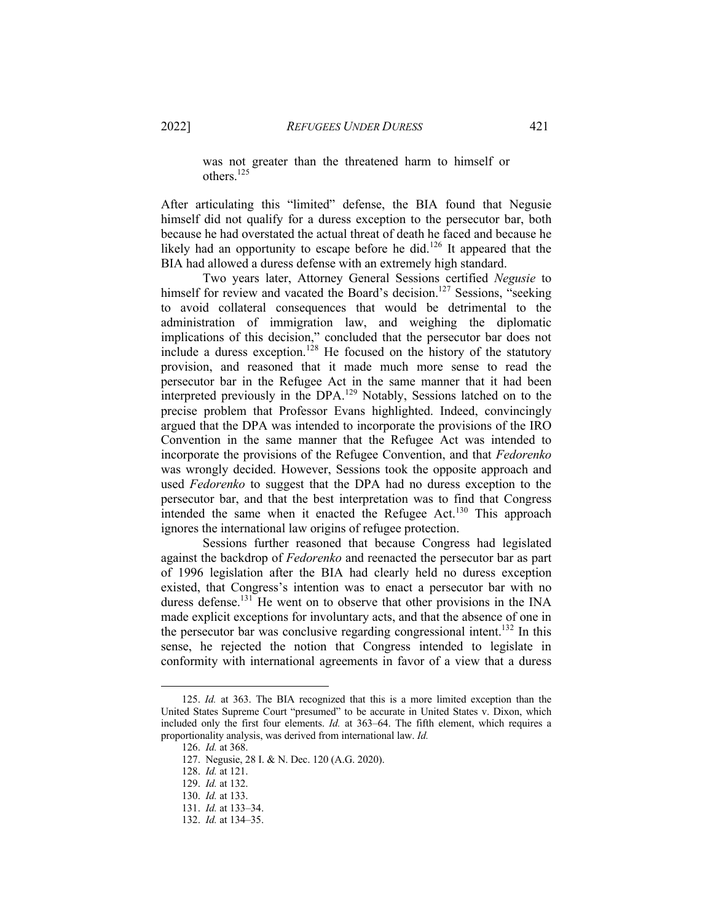was not greater than the threatened harm to himself or others.[125]

After articulating this "limited" defense, the BIA found that Negusie himself did not qualify for a duress exception to the persecutor bar, both because he had overstated the actual threat of death he faced and because he likely had an opportunity to escape before he did.[126] It appeared that the BIA had allowed a duress defense with an extremely high standard.

Two years later, Attorney General Sessions certified *Negusie* to himself for review and vacated the Board's decision.[127] Sessions, "seeking to avoid collateral consequences that would be detrimental to the administration of immigration law, and weighing the diplomatic implications of this decision," concluded that the persecutor bar does not include a duress exception.[128] He focused on the history of the statutory provision, and reasoned that it made much more sense to read the persecutor bar in the Refugee Act in the same manner that it had been interpreted previously in the DPA.[129] Notably, Sessions latched on to the precise problem that Professor Evans highlighted. Indeed, convincingly argued that the DPA was intended to incorporate the provisions of the IRO Convention in the same manner that the Refugee Act was intended to incorporate the provisions of the Refugee Convention, and that *Fedorenko* was wrongly decided. However, Sessions took the opposite approach and used *Fedorenko* to suggest that the DPA had no duress exception to the persecutor bar, and that the best interpretation was to find that Congress intended the same when it enacted the Refugee Act.[130] This approach ignores the international law origins of refugee protection.

Sessions further reasoned that because Congress had legislated against the backdrop of *Fedorenko* and reenacted the persecutor bar as part of 1996 legislation after the BIA had clearly held no duress exception existed, that Congress's intention was to enact a persecutor bar with no duress defense.[131] He went on to observe that other provisions in the INA made explicit exceptions for involuntary acts, and that the absence of one in the persecutor bar was conclusive regarding congressional intent.[132] In this sense, he rejected the notion that Congress intended to legislate in conformity with international agreements in favor of a view that a duress

---

125. *Id.* at 363. The BIA recognized that this is a more limited exception than the United States Supreme Court "presumed" to be accurate in United States v. Dixon, which included only the first four elements. *Id.* at 363–64. The fifth element, which requires a proportionality analysis, was derived from international law. *Id.*

126. *Id.* at 368.

127. Negusie, 28 I. & N. Dec. 120 (A.G. 2020).

128. *Id.* at 121.

129. *Id.* at 132.

130. *Id.* at 133.

131. *Id.* at 133–34.

132. *Id.* at 134–35.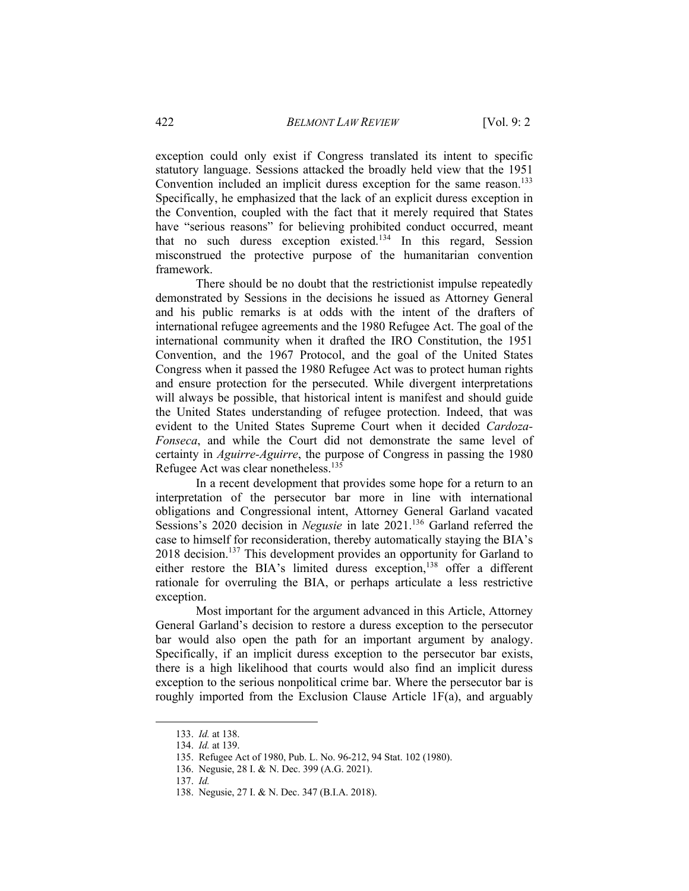exception could only exist if Congress translated its intent to specific statutory language. Sessions attacked the broadly held view that the 1951 Convention included an implicit duress exception for the same reason.[133] Specifically, he emphasized that the lack of an explicit duress exception in the Convention, coupled with the fact that it merely required that States have "serious reasons" for believing prohibited conduct occurred, meant that no such duress exception existed.[134] In this regard, Session misconstrued the protective purpose of the humanitarian convention framework.

There should be no doubt that the restrictionist impulse repeatedly demonstrated by Sessions in the decisions he issued as Attorney General and his public remarks is at odds with the intent of the drafters of international refugee agreements and the 1980 Refugee Act. The goal of the international community when it drafted the IRO Constitution, the 1951 Convention, and the 1967 Protocol, and the goal of the United States Congress when it passed the 1980 Refugee Act was to protect human rights and ensure protection for the persecuted. While divergent interpretations will always be possible, that historical intent is manifest and should guide the United States understanding of refugee protection. Indeed, that was evident to the United States Supreme Court when it decided *Cardoza-Fonseca*, and while the Court did not demonstrate the same level of certainty in *Aguirre-Aguirre*, the purpose of Congress in passing the 1980 Refugee Act was clear nonetheless.[135]

In a recent development that provides some hope for a return to an interpretation of the persecutor bar more in line with international obligations and Congressional intent, Attorney General Garland vacated Sessions's 2020 decision in *Negusie* in late 2021.[136] Garland referred the case to himself for reconsideration, thereby automatically staying the BIA's 2018 decision.[137] This development provides an opportunity for Garland to either restore the BIA's limited duress exception,[138] offer a different rationale for overruling the BIA, or perhaps articulate a less restrictive exception.

Most important for the argument advanced in this Article, Attorney General Garland's decision to restore a duress exception to the persecutor bar would also open the path for an important argument by analogy. Specifically, if an implicit duress exception to the persecutor bar exists, there is a high likelihood that courts would also find an implicit duress exception to the serious nonpolitical crime bar. Where the persecutor bar is roughly imported from the Exclusion Clause Article 1F(a), and arguably

133. *Id.* at 138.

134. *Id.* at 139.

135. Refugee Act of 1980, Pub. L. No. 96-212, 94 Stat. 102 (1980).

136. Negusie, 28 I. & N. Dec. 399 (A.G. 2021).

137. *Id.*

138. Negusie, 27 I. & N. Dec. 347 (B.I.A. 2018).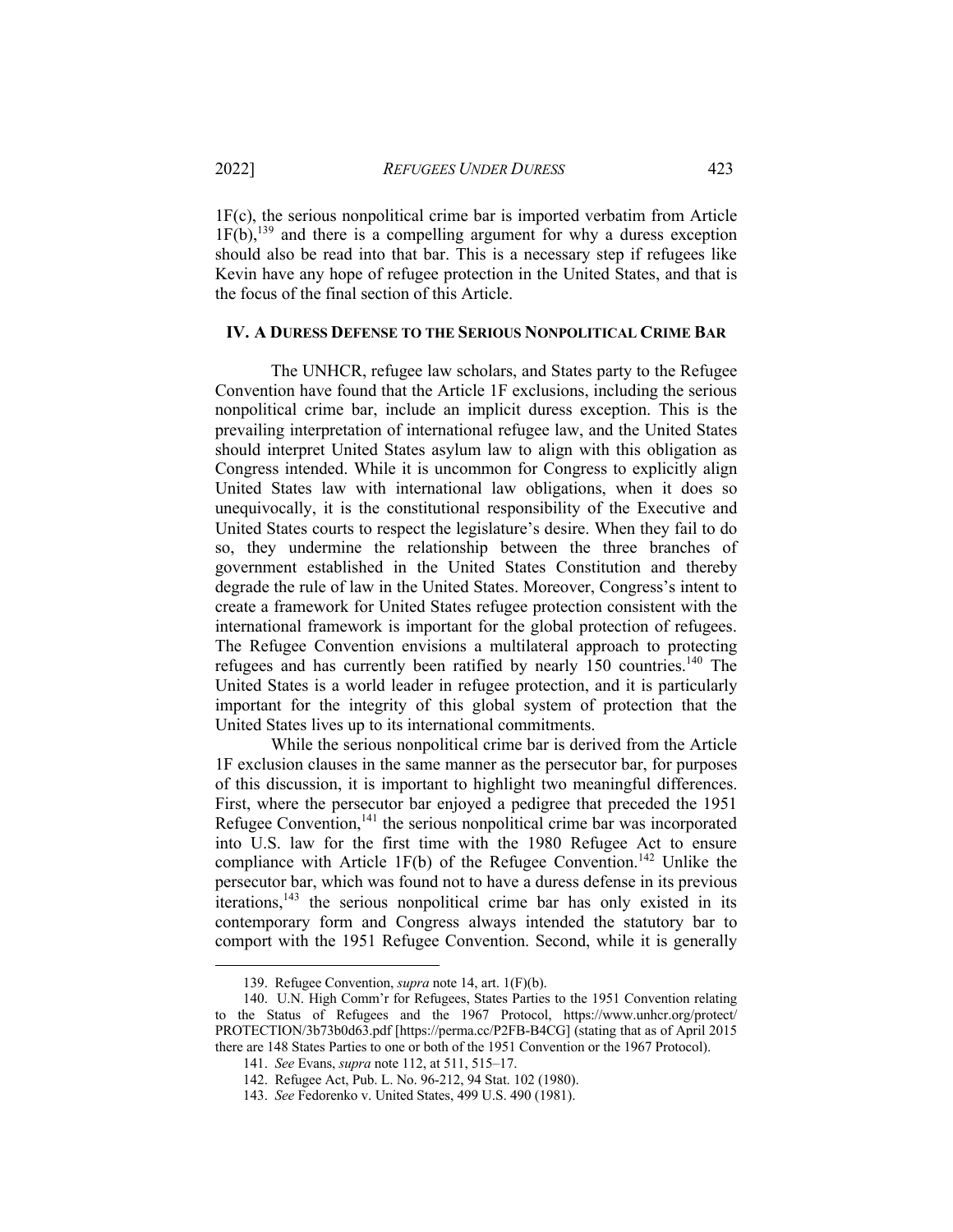1F(c), the serious nonpolitical crime bar is imported verbatim from Article 1F(b),[139] and there is a compelling argument for why a duress exception should also be read into that bar. This is a necessary step if refugees like Kevin have any hope of refugee protection in the United States, and that is the focus of the final section of this Article.

## IV. A DURESS DEFENSE TO THE SERIOUS NONPOLITICAL CRIME BAR

The UNHCR, refugee law scholars, and States party to the Refugee Convention have found that the Article 1F exclusions, including the serious nonpolitical crime bar, include an implicit duress exception. This is the prevailing interpretation of international refugee law, and the United States should interpret United States asylum law to align with this obligation as Congress intended. While it is uncommon for Congress to explicitly align United States law with international law obligations, when it does so unequivocally, it is the constitutional responsibility of the Executive and United States courts to respect the legislature's desire. When they fail to do so, they undermine the relationship between the three branches of government established in the United States Constitution and thereby degrade the rule of law in the United States. Moreover, Congress's intent to create a framework for United States refugee protection consistent with the international framework is important for the global protection of refugees. The Refugee Convention envisions a multilateral approach to protecting refugees and has currently been ratified by nearly 150 countries.[140] The United States is a world leader in refugee protection, and it is particularly important for the integrity of this global system of protection that the United States lives up to its international commitments.

While the serious nonpolitical crime bar is derived from the Article 1F exclusion clauses in the same manner as the persecutor bar, for purposes of this discussion, it is important to highlight two meaningful differences. First, where the persecutor bar enjoyed a pedigree that preceded the 1951 Refugee Convention,[141] the serious nonpolitical crime bar was incorporated into U.S. law for the first time with the 1980 Refugee Act to ensure compliance with Article 1F(b) of the Refugee Convention.[142] Unlike the persecutor bar, which was found not to have a duress defense in its previous iterations,[143] the serious nonpolitical crime bar has only existed in its contemporary form and Congress always intended the statutory bar to comport with the 1951 Refugee Convention. Second, while it is generally

---

139. Refugee Convention, *supra* note 14, art. 1(F)(b).

140. U.N. High Comm'r for Refugees, States Parties to the 1951 Convention relating to the Status of Refugees and the 1967 Protocol, https://www.unhcr.org/protect/PROTECTION/3b73b0d63.pdf [https://perma.cc/P2FB-B4CG] (stating that as of April 2015 there are 148 States Parties to one or both of the 1951 Convention or the 1967 Protocol).

141. *See* Evans, *supra* note 112, at 511, 515–17.

142. Refugee Act, Pub. L. No. 96-212, 94 Stat. 102 (1980).

143. *See* Fedorenko v. United States, 499 U.S. 490 (1981).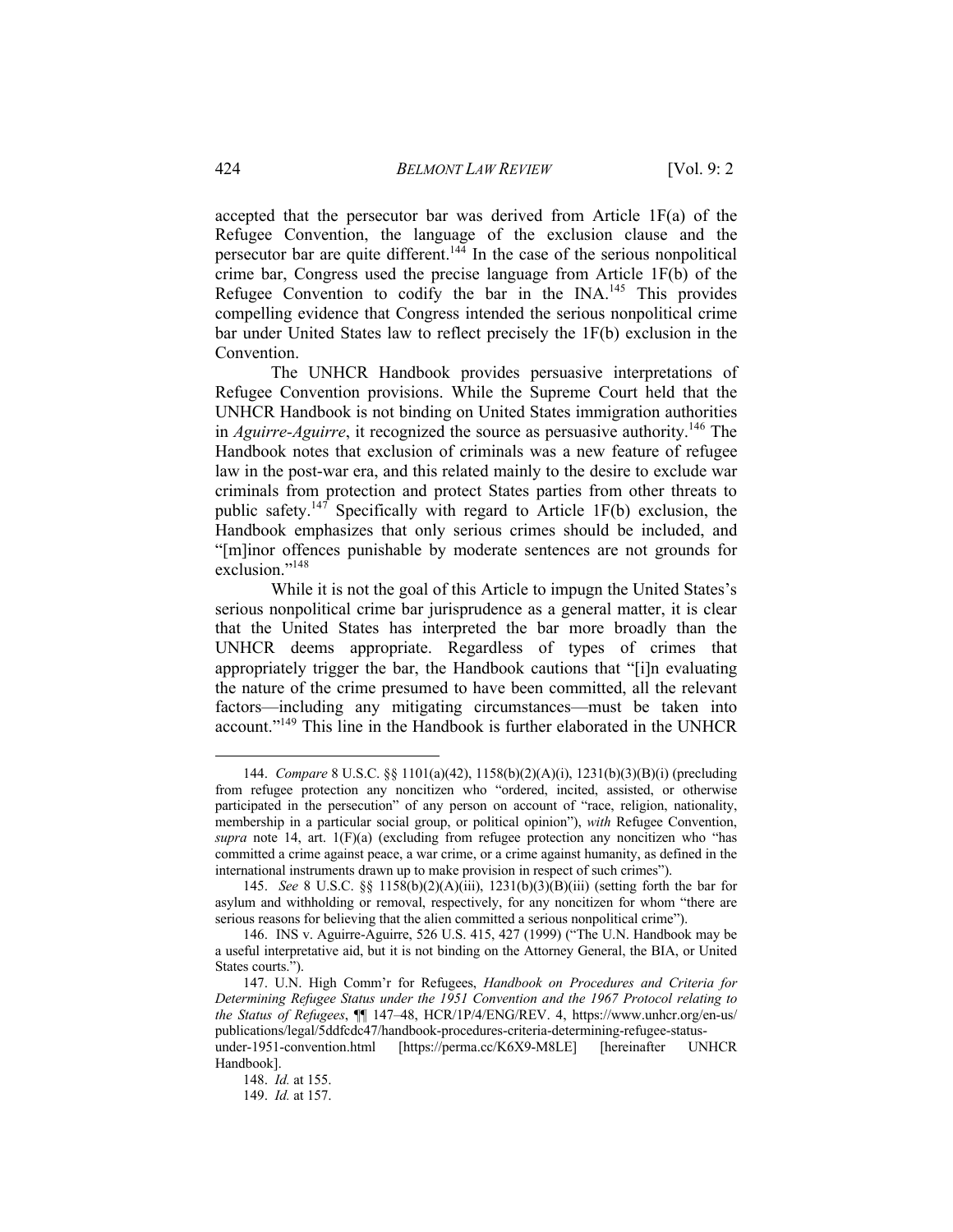accepted that the persecutor bar was derived from Article 1F(a) of the Refugee Convention, the language of the exclusion clause and the persecutor bar are quite different.[144] In the case of the serious nonpolitical crime bar, Congress used the precise language from Article 1F(b) of the Refugee Convention to codify the bar in the INA.[145] This provides compelling evidence that Congress intended the serious nonpolitical crime bar under United States law to reflect precisely the 1F(b) exclusion in the Convention.

The UNHCR Handbook provides persuasive interpretations of Refugee Convention provisions. While the Supreme Court held that the UNHCR Handbook is not binding on United States immigration authorities in *Aguirre-Aguirre*, it recognized the source as persuasive authority.[146] The Handbook notes that exclusion of criminals was a new feature of refugee law in the post-war era, and this related mainly to the desire to exclude war criminals from protection and protect States parties from other threats to public safety.[147] Specifically with regard to Article 1F(b) exclusion, the Handbook emphasizes that only serious crimes should be included, and "[m]inor offences punishable by moderate sentences are not grounds for exclusion."[148]

While it is not the goal of this Article to impugn the United States's serious nonpolitical crime bar jurisprudence as a general matter, it is clear that the United States has interpreted the bar more broadly than the UNHCR deems appropriate. Regardless of types of crimes that appropriately trigger the bar, the Handbook cautions that "[i]n evaluating the nature of the crime presumed to have been committed, all the relevant factors—including any mitigating circumstances—must be taken into account."[149] This line in the Handbook is further elaborated in the UNHCR

---

144. *Compare* 8 U.S.C. §§ 1101(a)(42), 1158(b)(2)(A)(i), 1231(b)(3)(B)(i) (precluding from refugee protection any noncitizen who "ordered, incited, assisted, or otherwise participated in the persecution" of any person on account of "race, religion, nationality, membership in a particular social group, or political opinion"), *with* Refugee Convention, *supra* note 14, art. 1(F)(a) (excluding from refugee protection any noncitizen who "has committed a crime against peace, a war crime, or a crime against humanity, as defined in the international instruments drawn up to make provision in respect of such crimes").

145. *See* 8 U.S.C. §§ 1158(b)(2)(A)(iii), 1231(b)(3)(B)(iii) (setting forth the bar for asylum and withholding or removal, respectively, for any noncitizen for whom "there are serious reasons for believing that the alien committed a serious nonpolitical crime").

146. INS v. Aguirre-Aguirre, 526 U.S. 415, 427 (1999) ("The U.N. Handbook may be a useful interpretative aid, but it is not binding on the Attorney General, the BIA, or United States courts.").

147. U.N. High Comm'r for Refugees, *Handbook on Procedures and Criteria for Determining Refugee Status under the 1951 Convention and the 1967 Protocol relating to the Status of Refugees*, ¶¶ 147–48, HCR/1P/4/ENG/REV. 4, https://www.unhcr.org/en-us/publications/legal/5ddfcdc47/handbook-procedures-criteria-determining-refugee-status-under-1951-convention.html [https://perma.cc/K6X9-M8LE] [hereinafter UNHCR Handbook].

148. *Id.* at 155.

149. *Id.* at 157.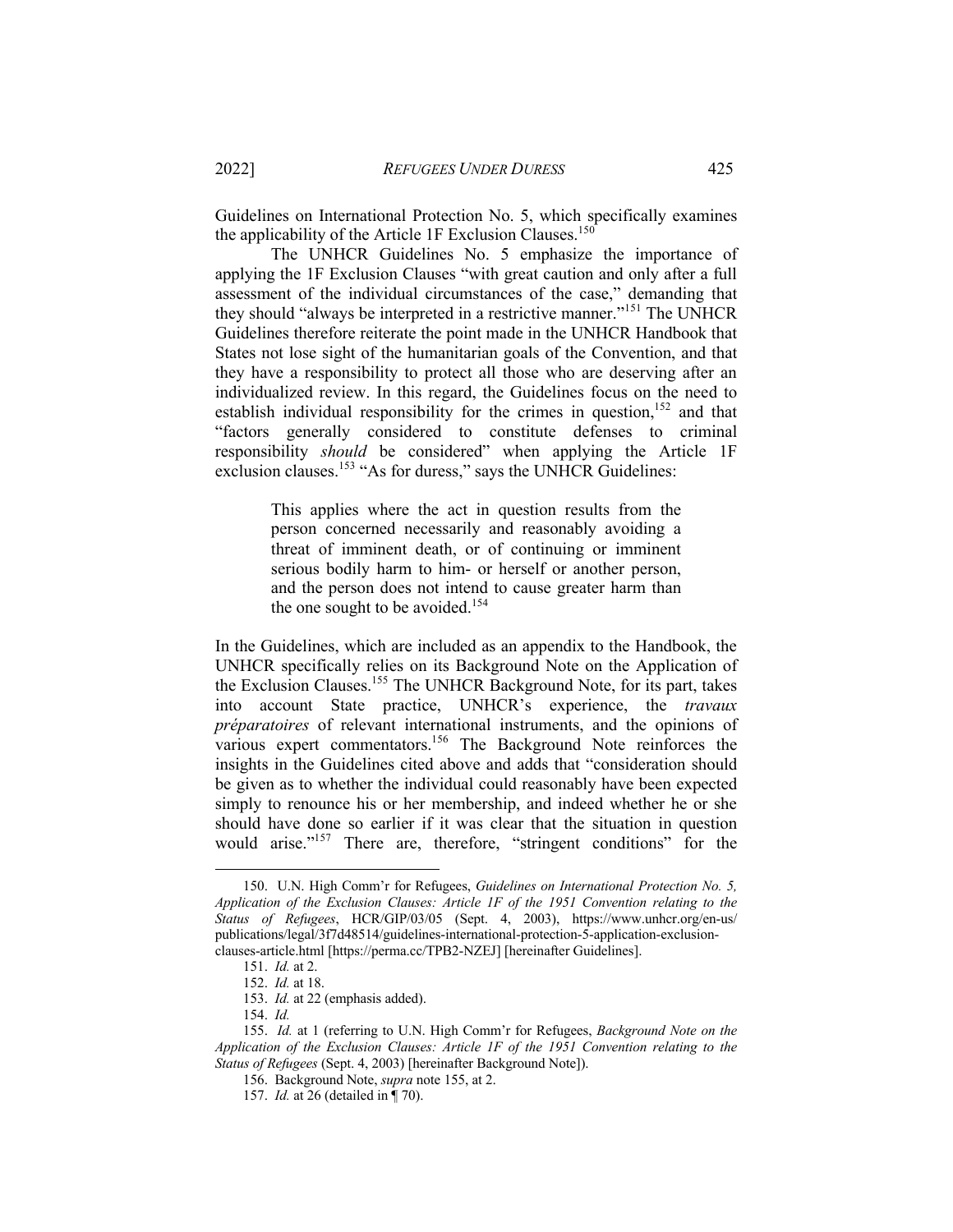Guidelines on International Protection No. 5, which specifically examines the applicability of the Article 1F Exclusion Clauses.[150]

The UNHCR Guidelines No. 5 emphasize the importance of applying the 1F Exclusion Clauses "with great caution and only after a full assessment of the individual circumstances of the case," demanding that they should "always be interpreted in a restrictive manner."[151] The UNHCR Guidelines therefore reiterate the point made in the UNHCR Handbook that States not lose sight of the humanitarian goals of the Convention, and that they have a responsibility to protect all those who are deserving after an individualized review. In this regard, the Guidelines focus on the need to establish individual responsibility for the crimes in question,[152] and that "factors generally considered to constitute defenses to criminal responsibility *should* be considered" when applying the Article 1F exclusion clauses.[153] "As for duress," says the UNHCR Guidelines:

> This applies where the act in question results from the person concerned necessarily and reasonably avoiding a threat of imminent death, or of continuing or imminent serious bodily harm to him- or herself or another person, and the person does not intend to cause greater harm than the one sought to be avoided.[154]

In the Guidelines, which are included as an appendix to the Handbook, the UNHCR specifically relies on its Background Note on the Application of the Exclusion Clauses.[155] The UNHCR Background Note, for its part, takes into account State practice, UNHCR's experience, the *travaux préparatoires* of relevant international instruments, and the opinions of various expert commentators.[156] The Background Note reinforces the insights in the Guidelines cited above and adds that "consideration should be given as to whether the individual could reasonably have been expected simply to renounce his or her membership, and indeed whether he or she should have done so earlier if it was clear that the situation in question would arise."[157] There are, therefore, "stringent conditions" for the

---

150. U.N. High Comm'r for Refugees, *Guidelines on International Protection No. 5, Application of the Exclusion Clauses: Article 1F of the 1951 Convention relating to the Status of Refugees*, HCR/GIP/03/05 (Sept. 4, 2003), https://www.unhcr.org/en-us/publications/legal/3f7d48514/guidelines-international-protection-5-application-exclusion-clauses-article.html [https://perma.cc/TPB2-NZEJ] [hereinafter Guidelines].

151. *Id.* at 2.

152. *Id.* at 18.

153. *Id.* at 22 (emphasis added).

154. *Id.*

155. *Id.* at 1 (referring to U.N. High Comm'r for Refugees, *Background Note on the Application of the Exclusion Clauses: Article 1F of the 1951 Convention relating to the Status of Refugees* (Sept. 4, 2003) [hereinafter Background Note]).

156. Background Note, *supra* note 155, at 2.

157. *Id.* at 26 (detailed in ¶ 70).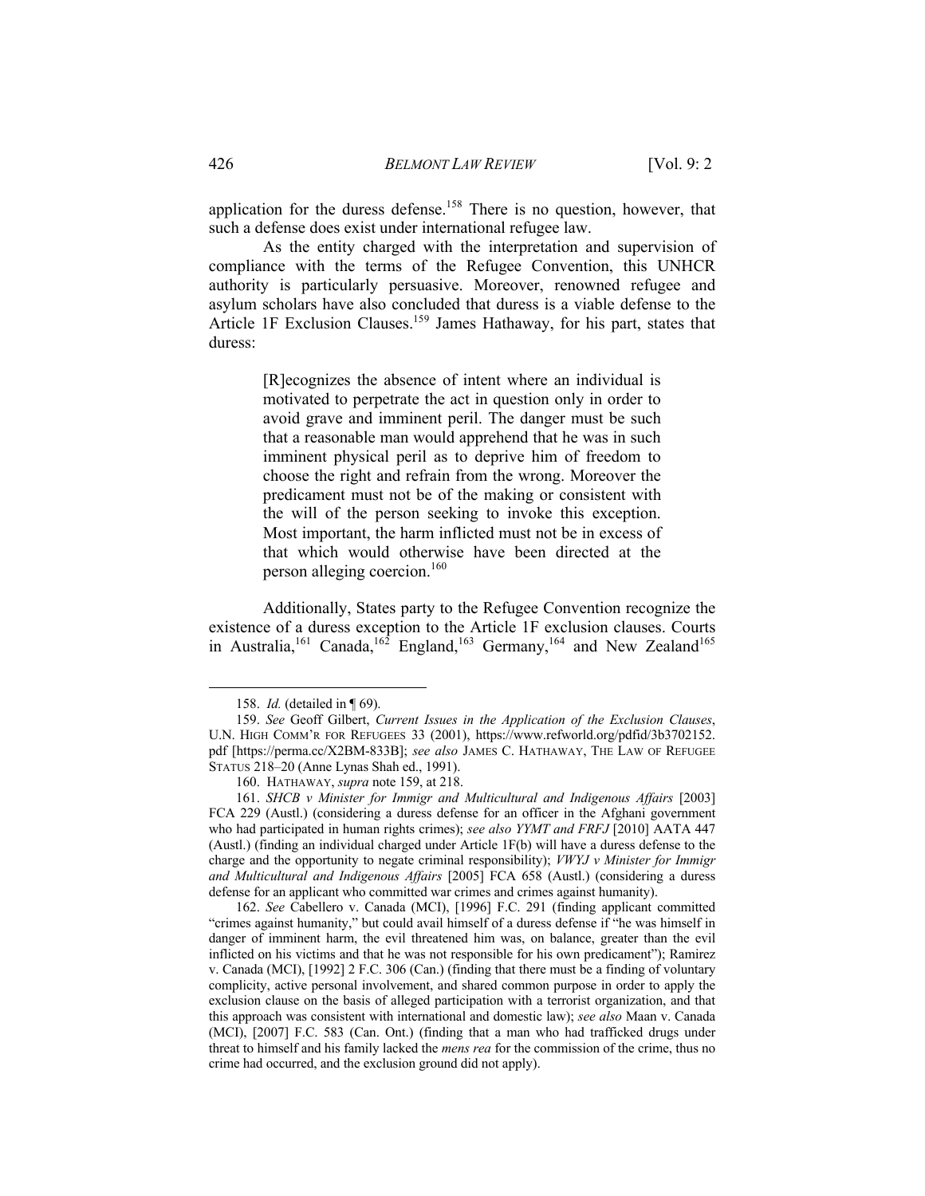application for the duress defense.[158] There is no question, however, that such a defense does exist under international refugee law.

As the entity charged with the interpretation and supervision of compliance with the terms of the Refugee Convention, this UNHCR authority is particularly persuasive. Moreover, renowned refugee and asylum scholars have also concluded that duress is a viable defense to the Article 1F Exclusion Clauses.[159] James Hathaway, for his part, states that duress:

> [R]ecognizes the absence of intent where an individual is motivated to perpetrate the act in question only in order to avoid grave and imminent peril. The danger must be such that a reasonable man would apprehend that he was in such imminent physical peril as to deprive him of freedom to choose the right and refrain from the wrong. Moreover the predicament must not be of the making or consistent with the will of the person seeking to invoke this exception. Most important, the harm inflicted must not be in excess of that which would otherwise have been directed at the person alleging coercion.[160]

Additionally, States party to the Refugee Convention recognize the existence of a duress exception to the Article 1F exclusion clauses. Courts in Australia,[161] Canada,[162] England,[163] Germany,[164] and New Zealand[165]

---

158. *Id.* (detailed in ¶ 69).

159. *See* Geoff Gilbert, *Current Issues in the Application of the Exclusion Clauses*, U.N. HIGH COMM'R FOR REFUGEES 33 (2001), https://www.refworld.org/pdfid/3b3702152.pdf [https://perma.cc/X2BM-833B]; *see also* JAMES C. HATHAWAY, THE LAW OF REFUGEE STATUS 218–20 (Anne Lynas Shah ed., 1991).

160. HATHAWAY, *supra* note 159, at 218.

161. *SHCB v Minister for Immigr and Multicultural and Indigenous Affairs* [2003] FCA 229 (Austl.) (considering a duress defense for an officer in the Afghani government who had participated in human rights crimes); *see also YYMT and FRFJ* [2010] AATA 447 (Austl.) (finding an individual charged under Article 1F(b) will have a duress defense to the charge and the opportunity to negate criminal responsibility); *VWYJ v Minister for Immigr and Multicultural and Indigenous Affairs* [2005] FCA 658 (Austl.) (considering a duress defense for an applicant who committed war crimes and crimes against humanity).

162. *See* Cabellero v. Canada (MCI), [1996] F.C. 291 (finding applicant committed "crimes against humanity," but could avail himself of a duress defense if "he was himself in danger of imminent harm, the evil threatened him was, on balance, greater than the evil inflicted on his victims and that he was not responsible for his own predicament"); Ramirez v. Canada (MCI), [1992] 2 F.C. 306 (Can.) (finding that there must be a finding of voluntary complicity, active personal involvement, and shared common purpose in order to apply the exclusion clause on the basis of alleged participation with a terrorist organization, and that this approach was consistent with international and domestic law); *see also* Maan v. Canada (MCI), [2007] F.C. 583 (Can. Ont.) (finding that a man who had trafficked drugs under threat to himself and his family lacked the *mens rea* for the commission of the crime, thus no crime had occurred, and the exclusion ground did not apply).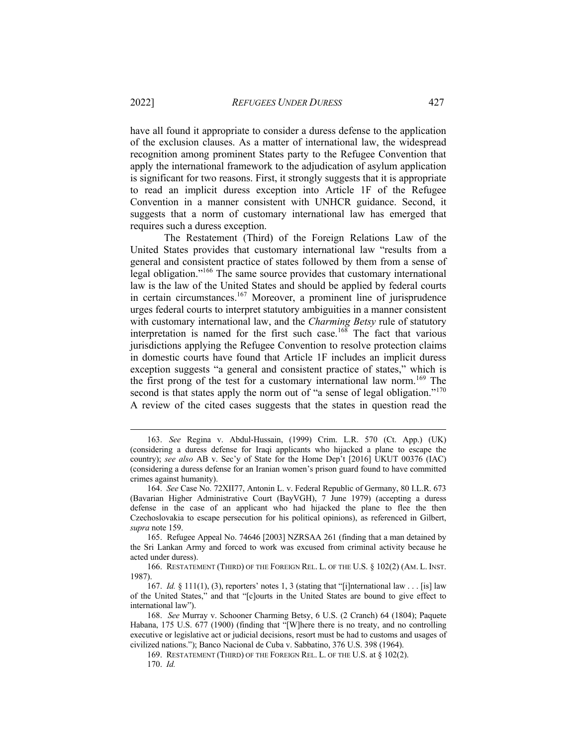have all found it appropriate to consider a duress defense to the application of the exclusion clauses. As a matter of international law, the widespread recognition among prominent States party to the Refugee Convention that apply the international framework to the adjudication of asylum application is significant for two reasons. First, it strongly suggests that it is appropriate to read an implicit duress exception into Article 1F of the Refugee Convention in a manner consistent with UNHCR guidance. Second, it suggests that a norm of customary international law has emerged that requires such a duress exception.

The Restatement (Third) of the Foreign Relations Law of the United States provides that customary international law "results from a general and consistent practice of states followed by them from a sense of legal obligation."[166] The same source provides that customary international law is the law of the United States and should be applied by federal courts in certain circumstances.[167] Moreover, a prominent line of jurisprudence urges federal courts to interpret statutory ambiguities in a manner consistent with customary international law, and the *Charming Betsy* rule of statutory interpretation is named for the first such case.[168] The fact that various jurisdictions applying the Refugee Convention to resolve protection claims in domestic courts have found that Article 1F includes an implicit duress exception suggests "a general and consistent practice of states," which is the first prong of the test for a customary international law norm.[169] The second is that states apply the norm out of "a sense of legal obligation."[170] A review of the cited cases suggests that the states in question read the

---

163. *See* Regina v. Abdul-Hussain, (1999) Crim. L.R. 570 (Ct. App.) (UK) (considering a duress defense for Iraqi applicants who hijacked a plane to escape the country); *see also* AB v. Sec'y of State for the Home Dep't [2016] UKUT 00376 (IAC) (considering a duress defense for an Iranian women's prison guard found to have committed crimes against humanity).

164. *See* Case No. 72XII77, Antonin L. v. Federal Republic of Germany, 80 I.L.R. 673 (Bavarian Higher Administrative Court (BayVGH), 7 June 1979) (accepting a duress defense in the case of an applicant who had hijacked the plane to flee the then Czechoslovakia to escape persecution for his political opinions), as referenced in Gilbert, *supra* note 159.

165. Refugee Appeal No. 74646 [2003] NZRSAA 261 (finding that a man detained by the Sri Lankan Army and forced to work was excused from criminal activity because he acted under duress).

166. RESTATEMENT (THIRD) OF THE FOREIGN REL. L. OF THE U.S. § 102(2) (AM. L. INST. 1987).

167. *Id.* § 111(1), (3), reporters' notes 1, 3 (stating that "[i]nternational law . . . [is] law of the United States," and that "[c]ourts in the United States are bound to give effect to international law").

168. *See* Murray v. Schooner Charming Betsy, 6 U.S. (2 Cranch) 64 (1804); Paquete Habana, 175 U.S. 677 (1900) (finding that "[W]here there is no treaty, and no controlling executive or legislative act or judicial decisions, resort must be had to customs and usages of civilized nations."); Banco Nacional de Cuba v. Sabbatino, 376 U.S. 398 (1964).

169. RESTATEMENT (THIRD) OF THE FOREIGN REL. L. OF THE U.S. at § 102(2).

170. *Id.*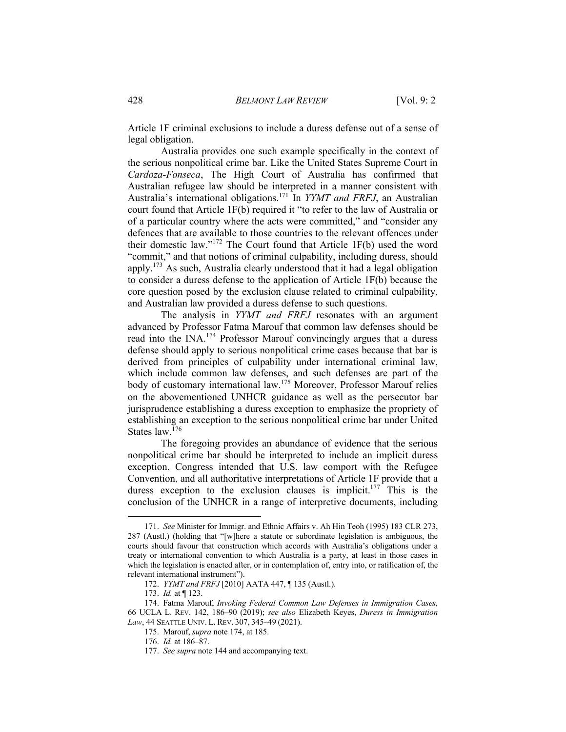Article 1F criminal exclusions to include a duress defense out of a sense of legal obligation.

Australia provides one such example specifically in the context of the serious nonpolitical crime bar. Like the United States Supreme Court in *Cardoza-Fonseca*, The High Court of Australia has confirmed that Australian refugee law should be interpreted in a manner consistent with Australia's international obligations.[171] In *YYMT and FRFJ*, an Australian court found that Article 1F(b) required it "to refer to the law of Australia or of a particular country where the acts were committed," and "consider any defences that are available to those countries to the relevant offences under their domestic law."[172] The Court found that Article 1F(b) used the word "commit," and that notions of criminal culpability, including duress, should apply.[173] As such, Australia clearly understood that it had a legal obligation to consider a duress defense to the application of Article 1F(b) because the core question posed by the exclusion clause related to criminal culpability, and Australian law provided a duress defense to such questions.

The analysis in *YYMT and FRFJ* resonates with an argument advanced by Professor Fatma Marouf that common law defenses should be read into the INA.[174] Professor Marouf convincingly argues that a duress defense should apply to serious nonpolitical crime cases because that bar is derived from principles of culpability under international criminal law, which include common law defenses, and such defenses are part of the body of customary international law.[175] Moreover, Professor Marouf relies on the abovementioned UNHCR guidance as well as the persecutor bar jurisprudence establishing a duress exception to emphasize the propriety of establishing an exception to the serious nonpolitical crime bar under United States law.[176]

The foregoing provides an abundance of evidence that the serious nonpolitical crime bar should be interpreted to include an implicit duress exception. Congress intended that U.S. law comport with the Refugee Convention, and all authoritative interpretations of Article 1F provide that a duress exception to the exclusion clauses is implicit.[177] This is the conclusion of the UNHCR in a range of interpretive documents, including

---

171. *See* Minister for Immigr. and Ethnic Affairs v. Ah Hin Teoh (1995) 183 CLR 273, 287 (Austl.) (holding that "[w]here a statute or subordinate legislation is ambiguous, the courts should favour that construction which accords with Australia's obligations under a treaty or international convention to which Australia is a party, at least in those cases in which the legislation is enacted after, or in contemplation of, entry into, or ratification of, the relevant international instrument").

172. *YYMT and FRFJ* [2010] AATA 447, ¶ 135 (Austl.).

173. *Id.* at ¶ 123.

174. Fatma Marouf, *Invoking Federal Common Law Defenses in Immigration Cases*, 66 UCLA L. REV. 142, 186–90 (2019); *see also* Elizabeth Keyes, *Duress in Immigration Law*, 44 SEATTLE UNIV. L. REV. 307, 345–49 (2021).

175. Marouf, *supra* note 174, at 185.

176. *Id.* at 186–87.

177. *See supra* note 144 and accompanying text.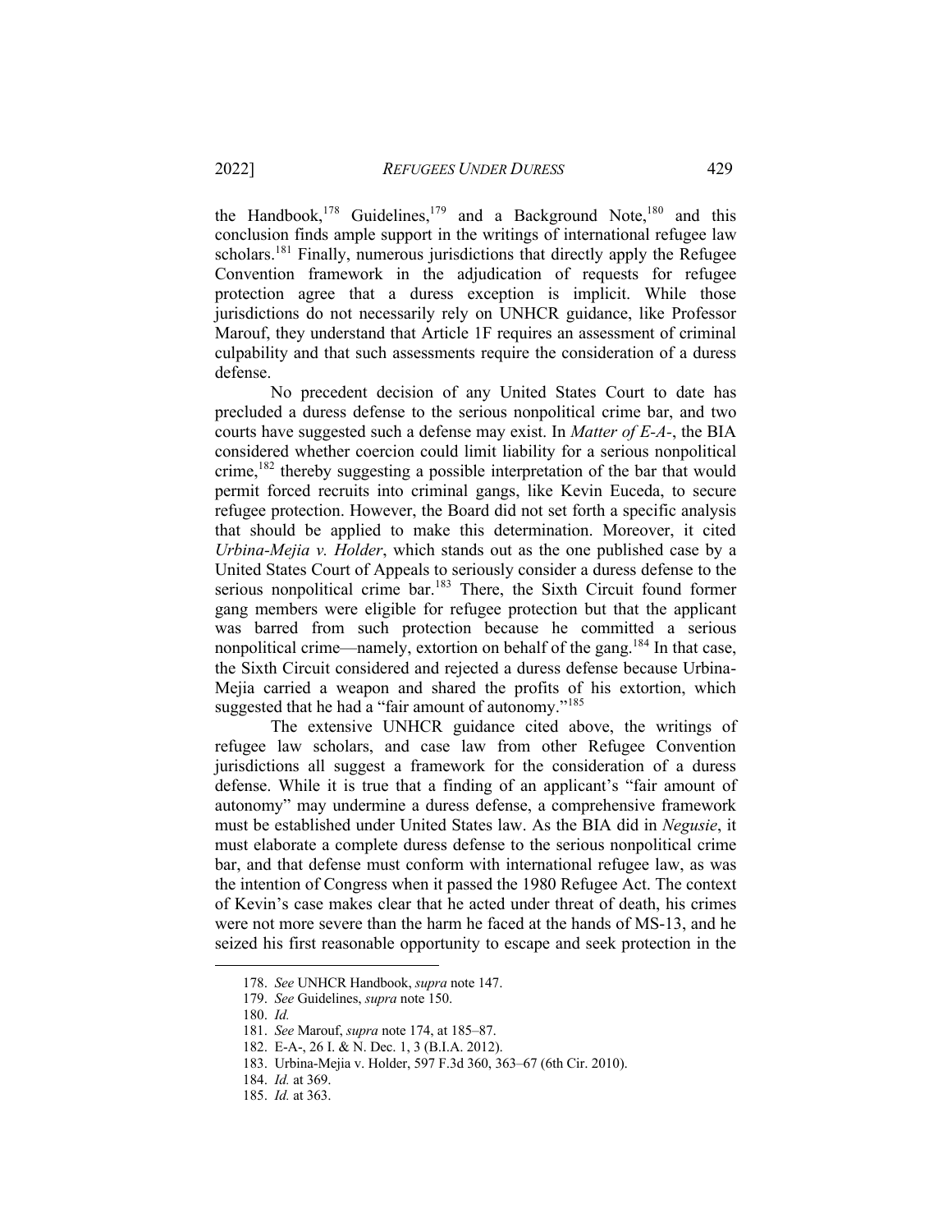the Handbook,[178] Guidelines,[179] and a Background Note,[180] and this conclusion finds ample support in the writings of international refugee law scholars.[181] Finally, numerous jurisdictions that directly apply the Refugee Convention framework in the adjudication of requests for refugee protection agree that a duress exception is implicit. While those jurisdictions do not necessarily rely on UNHCR guidance, like Professor Marouf, they understand that Article 1F requires an assessment of criminal culpability and that such assessments require the consideration of a duress defense.

No precedent decision of any United States Court to date has precluded a duress defense to the serious nonpolitical crime bar, and two courts have suggested such a defense may exist. In *Matter of E-A-*, the BIA considered whether coercion could limit liability for a serious nonpolitical crime,[182] thereby suggesting a possible interpretation of the bar that would permit forced recruits into criminal gangs, like Kevin Euceda, to secure refugee protection. However, the Board did not set forth a specific analysis that should be applied to make this determination. Moreover, it cited *Urbina-Mejia v. Holder*, which stands out as the one published case by a United States Court of Appeals to seriously consider a duress defense to the serious nonpolitical crime bar.[183] There, the Sixth Circuit found former gang members were eligible for refugee protection but that the applicant was barred from such protection because he committed a serious nonpolitical crime—namely, extortion on behalf of the gang.[184] In that case, the Sixth Circuit considered and rejected a duress defense because Urbina-Mejia carried a weapon and shared the profits of his extortion, which suggested that he had a "fair amount of autonomy."[185]

The extensive UNHCR guidance cited above, the writings of refugee law scholars, and case law from other Refugee Convention jurisdictions all suggest a framework for the consideration of a duress defense. While it is true that a finding of an applicant's "fair amount of autonomy" may undermine a duress defense, a comprehensive framework must be established under United States law. As the BIA did in *Negusie*, it must elaborate a complete duress defense to the serious nonpolitical crime bar, and that defense must conform with international refugee law, as was the intention of Congress when it passed the 1980 Refugee Act. The context of Kevin's case makes clear that he acted under threat of death, his crimes were not more severe than the harm he faced at the hands of MS-13, and he seized his first reasonable opportunity to escape and seek protection in the

---

178. *See* UNHCR Handbook, *supra* note 147.

179. *See* Guidelines, *supra* note 150.

180. *Id.*

181. *See* Marouf, *supra* note 174, at 185–87.

182. E-A-, 26 I. & N. Dec. 1, 3 (B.I.A. 2012).

183. Urbina-Mejia v. Holder, 597 F.3d 360, 363–67 (6th Cir. 2010).

184. *Id.* at 369.

185. *Id.* at 363.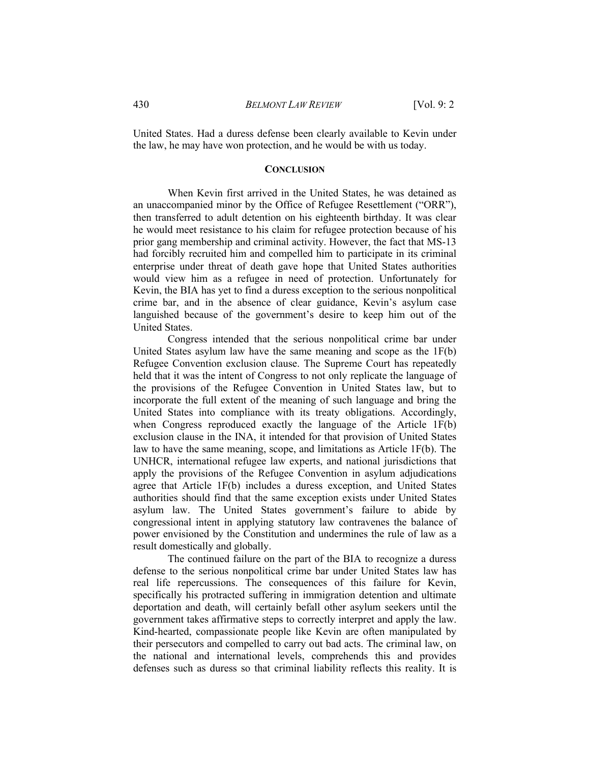United States. Had a duress defense been clearly available to Kevin under the law, he may have won protection, and he would be with us today.

## CONCLUSION

When Kevin first arrived in the United States, he was detained as an unaccompanied minor by the Office of Refugee Resettlement ("ORR"), then transferred to adult detention on his eighteenth birthday. It was clear he would meet resistance to his claim for refugee protection because of his prior gang membership and criminal activity. However, the fact that MS-13 had forcibly recruited him and compelled him to participate in its criminal enterprise under threat of death gave hope that United States authorities would view him as a refugee in need of protection. Unfortunately for Kevin, the BIA has yet to find a duress exception to the serious nonpolitical crime bar, and in the absence of clear guidance, Kevin's asylum case languished because of the government's desire to keep him out of the United States.

Congress intended that the serious nonpolitical crime bar under United States asylum law have the same meaning and scope as the 1F(b) Refugee Convention exclusion clause. The Supreme Court has repeatedly held that it was the intent of Congress to not only replicate the language of the provisions of the Refugee Convention in United States law, but to incorporate the full extent of the meaning of such language and bring the United States into compliance with its treaty obligations. Accordingly, when Congress reproduced exactly the language of the Article 1F(b) exclusion clause in the INA, it intended for that provision of United States law to have the same meaning, scope, and limitations as Article 1F(b). The UNHCR, international refugee law experts, and national jurisdictions that apply the provisions of the Refugee Convention in asylum adjudications agree that Article 1F(b) includes a duress exception, and United States authorities should find that the same exception exists under United States asylum law. The United States government's failure to abide by congressional intent in applying statutory law contravenes the balance of power envisioned by the Constitution and undermines the rule of law as a result domestically and globally.

The continued failure on the part of the BIA to recognize a duress defense to the serious nonpolitical crime bar under United States law has real life repercussions. The consequences of this failure for Kevin, specifically his protracted suffering in immigration detention and ultimate deportation and death, will certainly befall other asylum seekers until the government takes affirmative steps to correctly interpret and apply the law. Kind-hearted, compassionate people like Kevin are often manipulated by their persecutors and compelled to carry out bad acts. The criminal law, on the national and international levels, comprehends this and provides defenses such as duress so that criminal liability reflects this reality. It is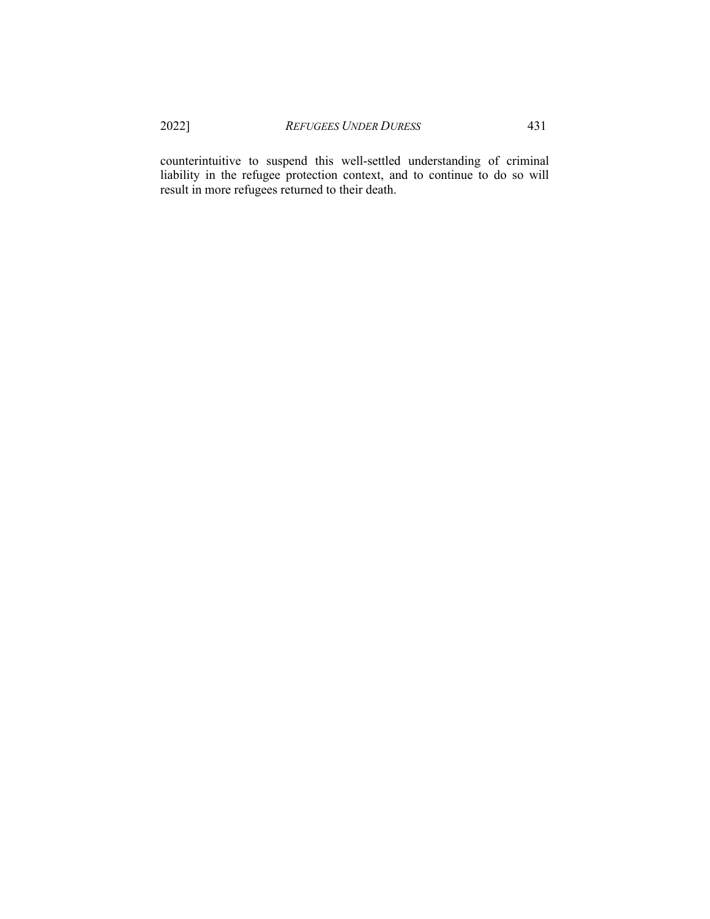counterintuitive to suspend this well-settled understanding of criminal liability in the refugee protection context, and to continue to do so will result in more refugees returned to their death.